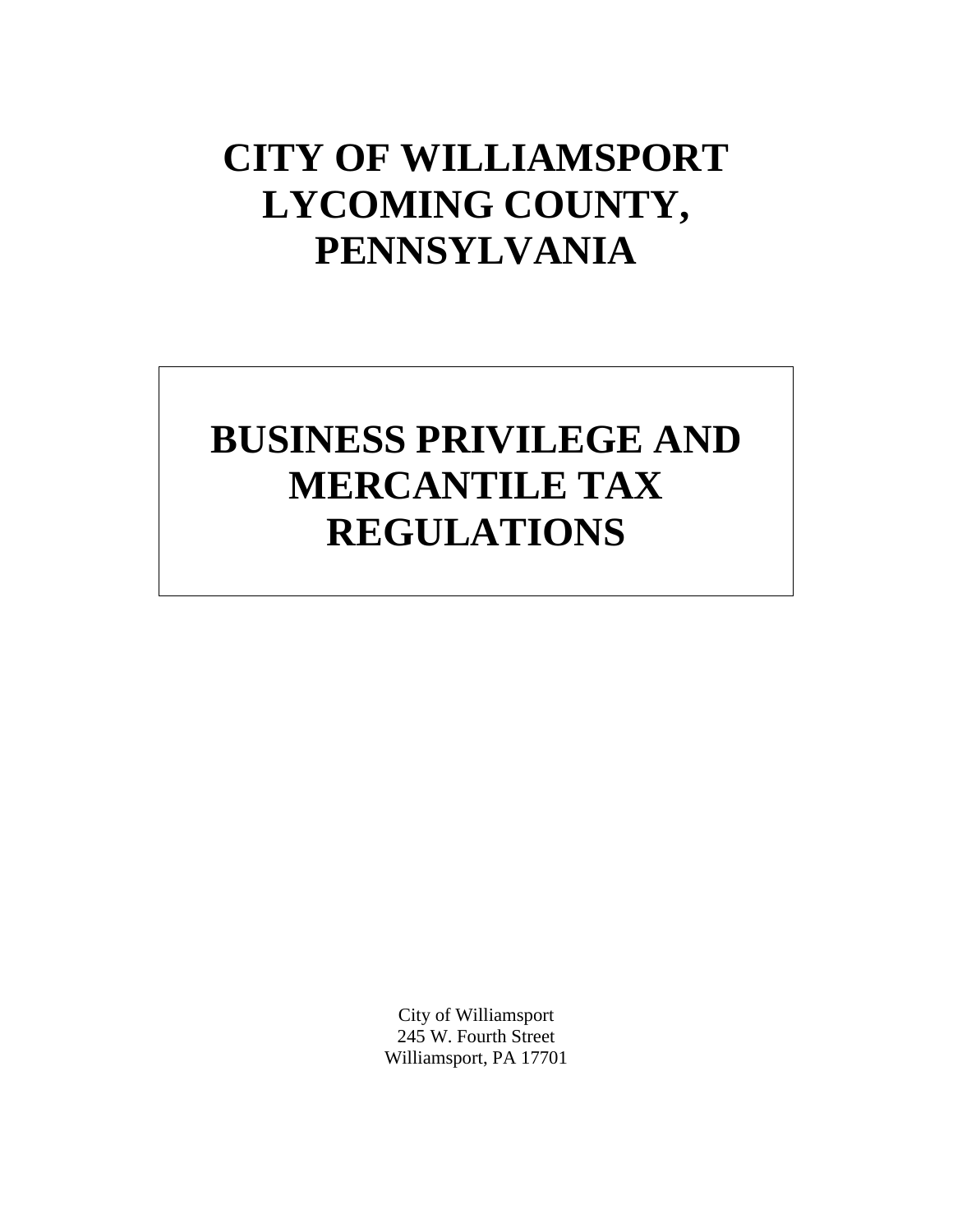# CITY OF WILLIAMSPORT LYCOMING COUNTY, PENNSYLVANIA

## BUSINESS PRIVILEGE AND MERCANTILE TAX REGULATIONS

City of Williamsport
245 W. Fourth Street
Williamsport, PA 17701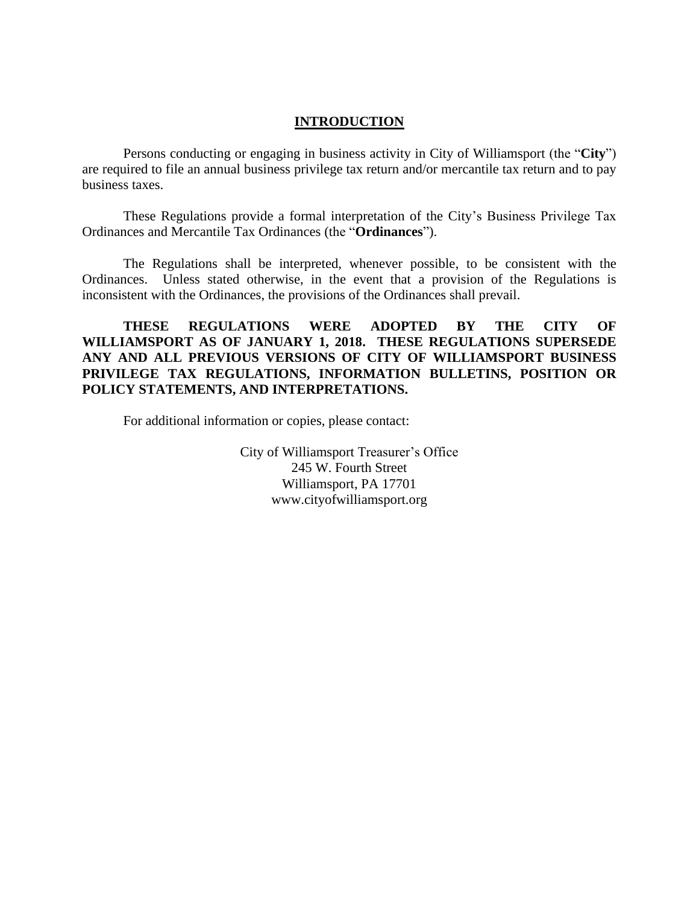## INTRODUCTION

Persons conducting or engaging in business activity in City of Williamsport (the "**City**") are required to file an annual business privilege tax return and/or mercantile tax return and to pay business taxes.

These Regulations provide a formal interpretation of the City's Business Privilege Tax Ordinances and Mercantile Tax Ordinances (the "**Ordinances**").

The Regulations shall be interpreted, whenever possible, to be consistent with the Ordinances. Unless stated otherwise, in the event that a provision of the Regulations is inconsistent with the Ordinances, the provisions of the Ordinances shall prevail.

**THESE REGULATIONS WERE ADOPTED BY THE CITY OF WILLIAMSPORT AS OF JANUARY 1, 2018. THESE REGULATIONS SUPERSEDE ANY AND ALL PREVIOUS VERSIONS OF CITY OF WILLIAMSPORT BUSINESS PRIVILEGE TAX REGULATIONS, INFORMATION BULLETINS, POSITION OR POLICY STATEMENTS, AND INTERPRETATIONS.**

For additional information or copies, please contact:

City of Williamsport Treasurer's Office
245 W. Fourth Street
Williamsport, PA 17701
www.cityofwilliamsport.org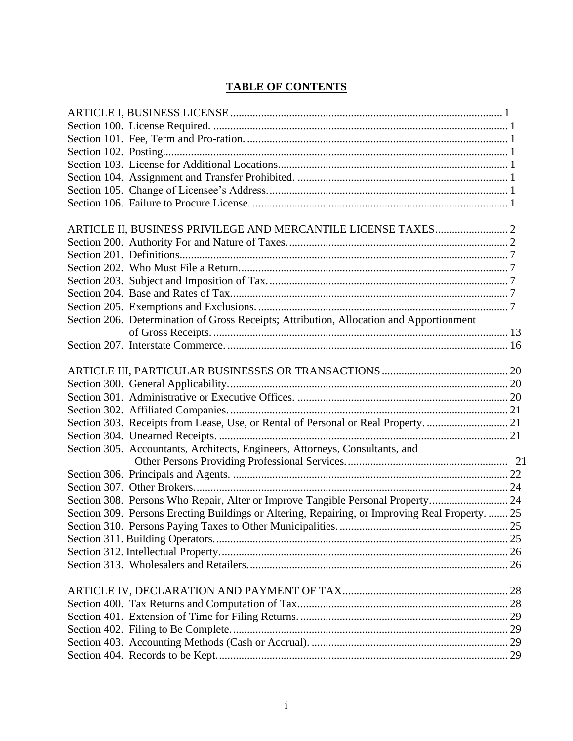# TABLE OF CONTENTS

ARTICLE I, BUSINESS LICENSE ..... 1
Section 100. License Required. ..... 1
Section 101. Fee, Term and Pro-ration. ..... 1
Section 102. Posting ..... 1
Section 103. License for Additional Locations ..... 1
Section 104. Assignment and Transfer Prohibited. ..... 1
Section 105. Change of Licensee's Address ..... 1
Section 106. Failure to Procure License. ..... 1

ARTICLE II, BUSINESS PRIVILEGE AND MERCANTILE LICENSE TAXES ..... 2
Section 200. Authority For and Nature of Taxes ..... 2
Section 201. Definitions ..... 7
Section 202. Who Must File a Return ..... 7
Section 203. Subject and Imposition of Tax ..... 7
Section 204. Base and Rates of Tax ..... 7
Section 205. Exemptions and Exclusions ..... 7
Section 206. Determination of Gross Receipts; Attribution, Allocation and Apportionment of Gross Receipts ..... 13
Section 207. Interstate Commerce ..... 16

ARTICLE III, PARTICULAR BUSINESSES OR TRANSACTIONS ..... 20
Section 300. General Applicability ..... 20
Section 301. Administrative or Executive Offices. ..... 20
Section 302. Affiliated Companies ..... 21
Section 303. Receipts from Lease, Use, or Rental of Personal or Real Property. ..... 21
Section 304. Unearned Receipts. ..... 21
Section 305. Accountants, Architects, Engineers, Attorneys, Consultants, and Other Persons Providing Professional Services ..... 21
Section 306. Principals and Agents. ..... 22
Section 307. Other Brokers ..... 24
Section 308. Persons Who Repair, Alter or Improve Tangible Personal Property ..... 24
Section 309. Persons Erecting Buildings or Altering, Repairing, or Improving Real Property. ..... 25
Section 310. Persons Paying Taxes to Other Municipalities ..... 25
Section 311. Building Operators ..... 25
Section 312. Intellectual Property ..... 26
Section 313. Wholesalers and Retailers ..... 26

ARTICLE IV, DECLARATION AND PAYMENT OF TAX ..... 28
Section 400. Tax Returns and Computation of Tax ..... 28
Section 401. Extension of Time for Filing Returns ..... 29
Section 402. Filing to Be Complete ..... 29
Section 403. Accounting Methods (Cash or Accrual). ..... 29
Section 404. Records to be Kept ..... 29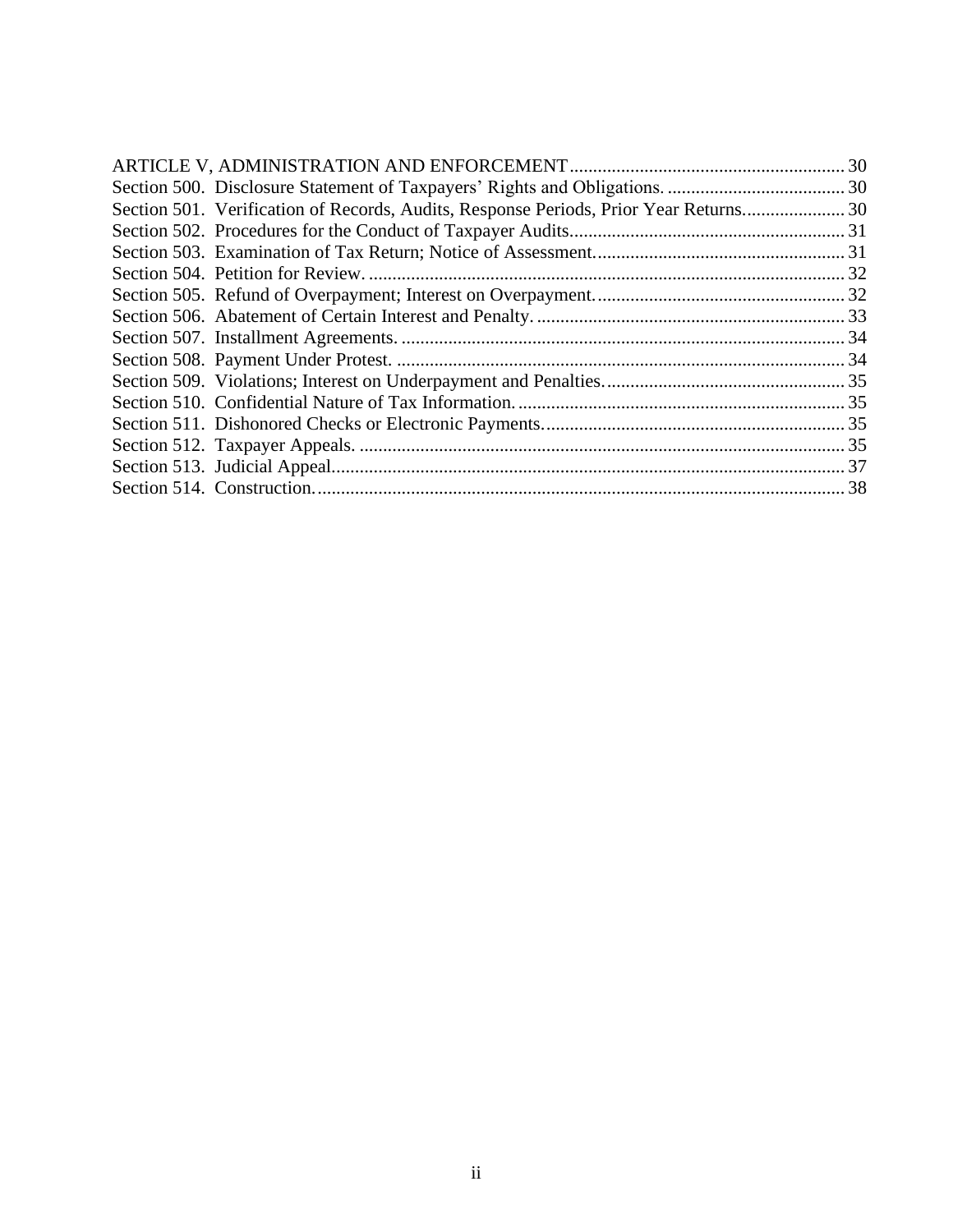ARTICLE V, ADMINISTRATION AND ENFORCEMENT ........................................................ 30
Section 500. Disclosure Statement of Taxpayers' Rights and Obligations. ...................................... 30
Section 501. Verification of Records, Audits, Response Periods, Prior Year Returns...................... 30
Section 502. Procedures for the Conduct of Taxpayer Audits........................................................... 31
Section 503. Examination of Tax Return; Notice of Assessment...................................................... 31
Section 504. Petition for Review. ...................................................................................................... 32
Section 505. Refund of Overpayment; Interest on Overpayment...................................................... 32
Section 506. Abatement of Certain Interest and Penalty. .................................................................. 33
Section 507. Installment Agreements. ............................................................................................... 34
Section 508. Payment Under Protest. ................................................................................................ 34
Section 509. Violations; Interest on Underpayment and Penalties.................................................... 35
Section 510. Confidential Nature of Tax Information. ...................................................................... 35
Section 511. Dishonored Checks or Electronic Payments.................................................................. 35
Section 512. Taxpayer Appeals. ........................................................................................................ 35
Section 513. Judicial Appeal.............................................................................................................. 37
Section 514. Construction.................................................................................................................. 38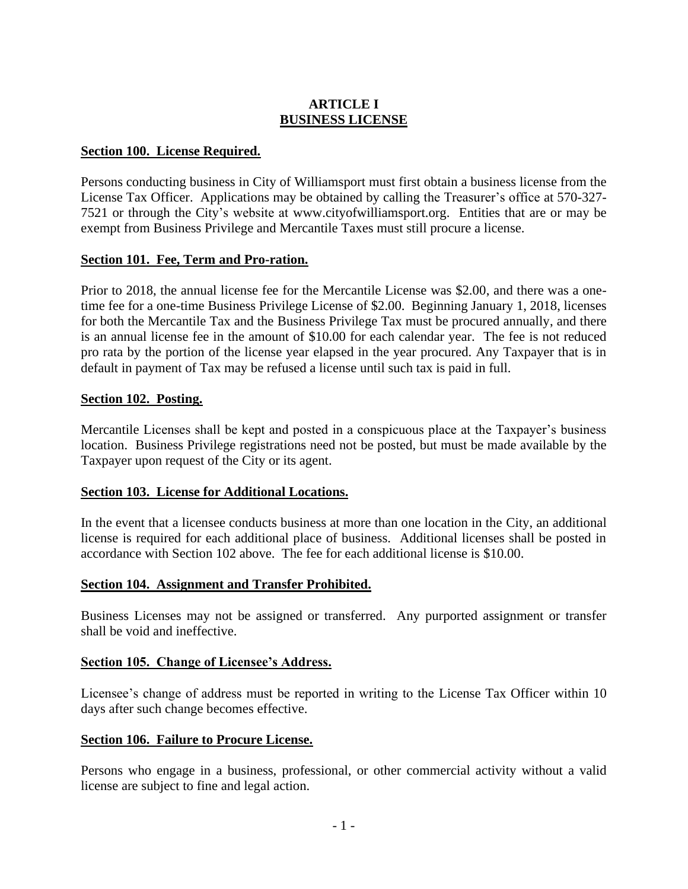# ARTICLE I
# BUSINESS LICENSE

## Section 100. License Required.

Persons conducting business in City of Williamsport must first obtain a business license from the License Tax Officer. Applications may be obtained by calling the Treasurer's office at 570-327-7521 or through the City's website at www.cityofwilliamsport.org. Entities that are or may be exempt from Business Privilege and Mercantile Taxes must still procure a license.

## Section 101. Fee, Term and Pro-ration.

Prior to 2018, the annual license fee for the Mercantile License was $2.00, and there was a one-time fee for a one-time Business Privilege License of $2.00. Beginning January 1, 2018, licenses for both the Mercantile Tax and the Business Privilege Tax must be procured annually, and there is an annual license fee in the amount of $10.00 for each calendar year. The fee is not reduced pro rata by the portion of the license year elapsed in the year procured. Any Taxpayer that is in default in payment of Tax may be refused a license until such tax is paid in full.

## Section 102. Posting.

Mercantile Licenses shall be kept and posted in a conspicuous place at the Taxpayer's business location. Business Privilege registrations need not be posted, but must be made available by the Taxpayer upon request of the City or its agent.

## Section 103. License for Additional Locations.

In the event that a licensee conducts business at more than one location in the City, an additional license is required for each additional place of business. Additional licenses shall be posted in accordance with Section 102 above. The fee for each additional license is $10.00.

## Section 104. Assignment and Transfer Prohibited.

Business Licenses may not be assigned or transferred. Any purported assignment or transfer shall be void and ineffective.

## Section 105. Change of Licensee's Address.

Licensee's change of address must be reported in writing to the License Tax Officer within 10 days after such change becomes effective.

## Section 106. Failure to Procure License.

Persons who engage in a business, professional, or other commercial activity without a valid license are subject to fine and legal action.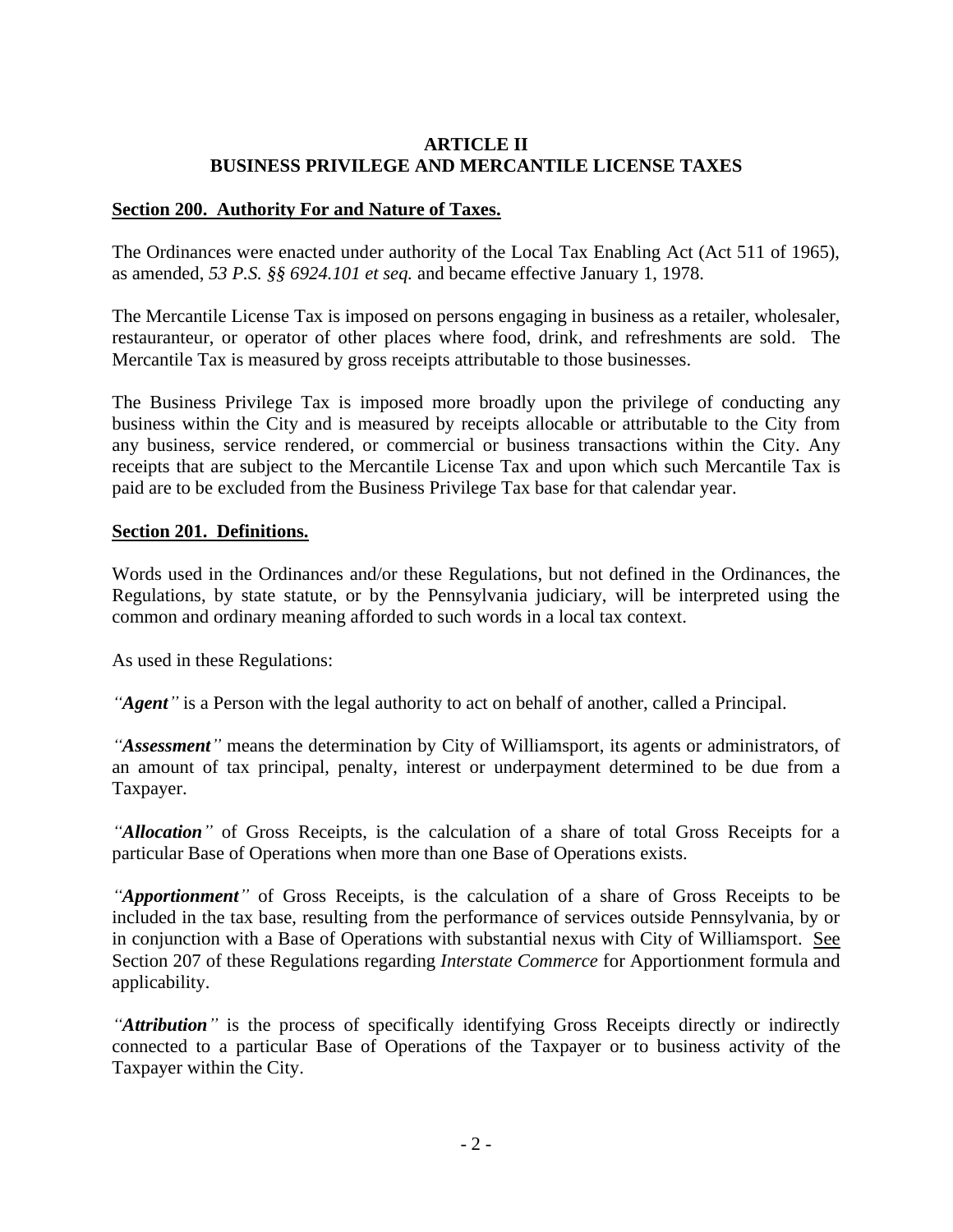## ARTICLE II
## BUSINESS PRIVILEGE AND MERCANTILE LICENSE TAXES

### Section 200. Authority For and Nature of Taxes.

The Ordinances were enacted under authority of the Local Tax Enabling Act (Act 511 of 1965), as amended, *53 P.S. §§ 6924.101 et seq.* and became effective January 1, 1978.

The Mercantile License Tax is imposed on persons engaging in business as a retailer, wholesaler, restauranteur, or operator of other places where food, drink, and refreshments are sold. The Mercantile Tax is measured by gross receipts attributable to those businesses.

The Business Privilege Tax is imposed more broadly upon the privilege of conducting any business within the City and is measured by receipts allocable or attributable to the City from any business, service rendered, or commercial or business transactions within the City. Any receipts that are subject to the Mercantile License Tax and upon which such Mercantile Tax is paid are to be excluded from the Business Privilege Tax base for that calendar year.

### Section 201. Definitions.

Words used in the Ordinances and/or these Regulations, but not defined in the Ordinances, the Regulations, by state statute, or by the Pennsylvania judiciary, will be interpreted using the common and ordinary meaning afforded to such words in a local tax context.

As used in these Regulations:

*"**Agent**"* is a Person with the legal authority to act on behalf of another, called a Principal.

*"**Assessment**"* means the determination by City of Williamsport, its agents or administrators, of an amount of tax principal, penalty, interest or underpayment determined to be due from a Taxpayer.

*"**Allocation**"* of Gross Receipts, is the calculation of a share of total Gross Receipts for a particular Base of Operations when more than one Base of Operations exists.

*"**Apportionment**"* of Gross Receipts, is the calculation of a share of Gross Receipts to be included in the tax base, resulting from the performance of services outside Pennsylvania, by or in conjunction with a Base of Operations with substantial nexus with City of Williamsport. See Section 207 of these Regulations regarding *Interstate Commerce* for Apportionment formula and applicability.

*"**Attribution**"* is the process of specifically identifying Gross Receipts directly or indirectly connected to a particular Base of Operations of the Taxpayer or to business activity of the Taxpayer within the City.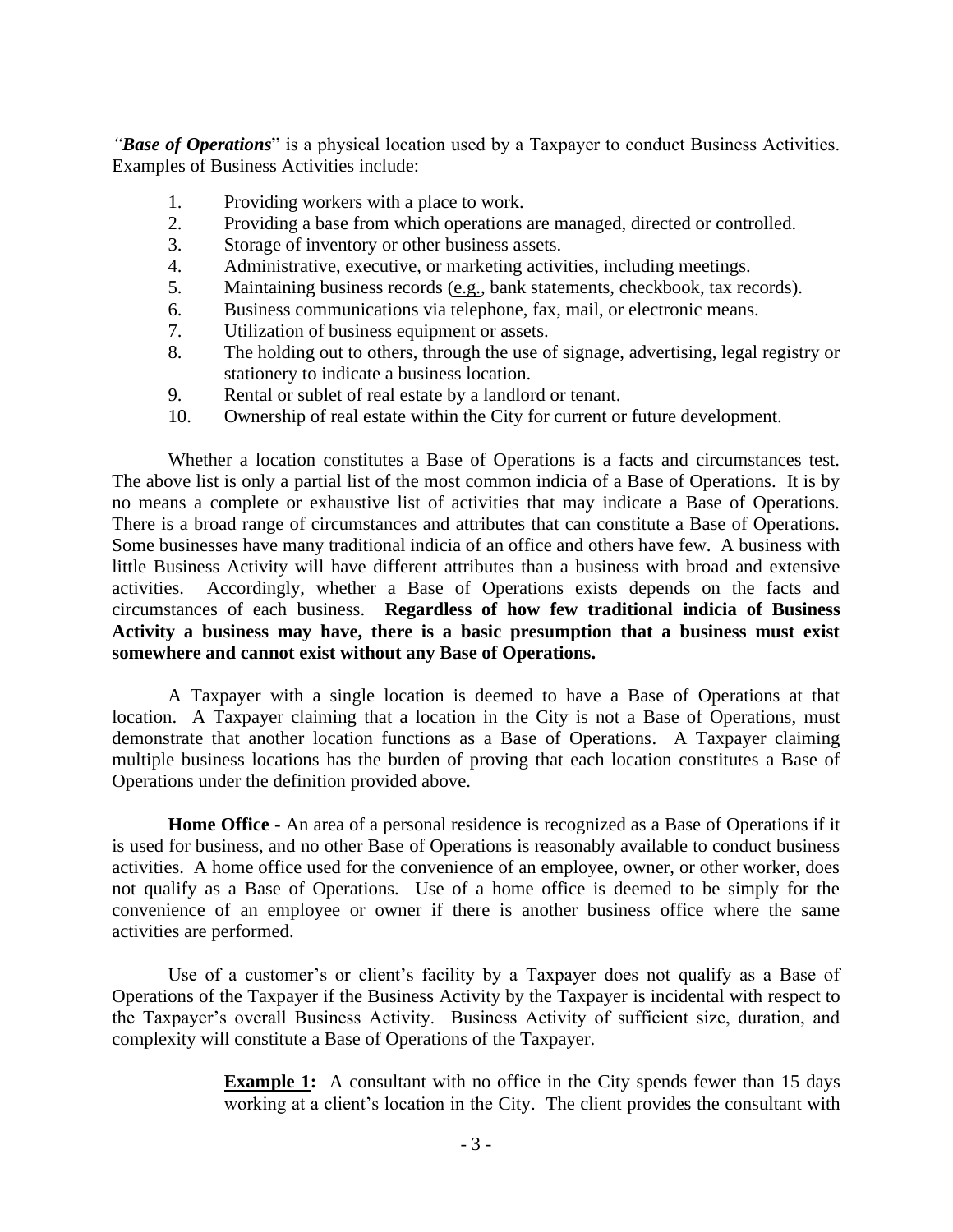"***Base of Operations***" is a physical location used by a Taxpayer to conduct Business Activities. Examples of Business Activities include:

1. Providing workers with a place to work.
2. Providing a base from which operations are managed, directed or controlled.
3. Storage of inventory or other business assets.
4. Administrative, executive, or marketing activities, including meetings.
5. Maintaining business records (e.g., bank statements, checkbook, tax records).
6. Business communications via telephone, fax, mail, or electronic means.
7. Utilization of business equipment or assets.
8. The holding out to others, through the use of signage, advertising, legal registry or stationery to indicate a business location.
9. Rental or sublet of real estate by a landlord or tenant.
10. Ownership of real estate within the City for current or future development.

Whether a location constitutes a Base of Operations is a facts and circumstances test. The above list is only a partial list of the most common indicia of a Base of Operations. It is by no means a complete or exhaustive list of activities that may indicate a Base of Operations. There is a broad range of circumstances and attributes that can constitute a Base of Operations. Some businesses have many traditional indicia of an office and others have few. A business with little Business Activity will have different attributes than a business with broad and extensive activities. Accordingly, whether a Base of Operations exists depends on the facts and circumstances of each business. **Regardless of how few traditional indicia of Business Activity a business may have, there is a basic presumption that a business must exist somewhere and cannot exist without any Base of Operations.**

A Taxpayer with a single location is deemed to have a Base of Operations at that location. A Taxpayer claiming that a location in the City is not a Base of Operations, must demonstrate that another location functions as a Base of Operations. A Taxpayer claiming multiple business locations has the burden of proving that each location constitutes a Base of Operations under the definition provided above.

**Home Office** - An area of a personal residence is recognized as a Base of Operations if it is used for business, and no other Base of Operations is reasonably available to conduct business activities. A home office used for the convenience of an employee, owner, or other worker, does not qualify as a Base of Operations. Use of a home office is deemed to be simply for the convenience of an employee or owner if there is another business office where the same activities are performed.

Use of a customer's or client's facility by a Taxpayer does not qualify as a Base of Operations of the Taxpayer if the Business Activity by the Taxpayer is incidental with respect to the Taxpayer's overall Business Activity. Business Activity of sufficient size, duration, and complexity will constitute a Base of Operations of the Taxpayer.

> **Example 1:** A consultant with no office in the City spends fewer than 15 days working at a client's location in the City. The client provides the consultant with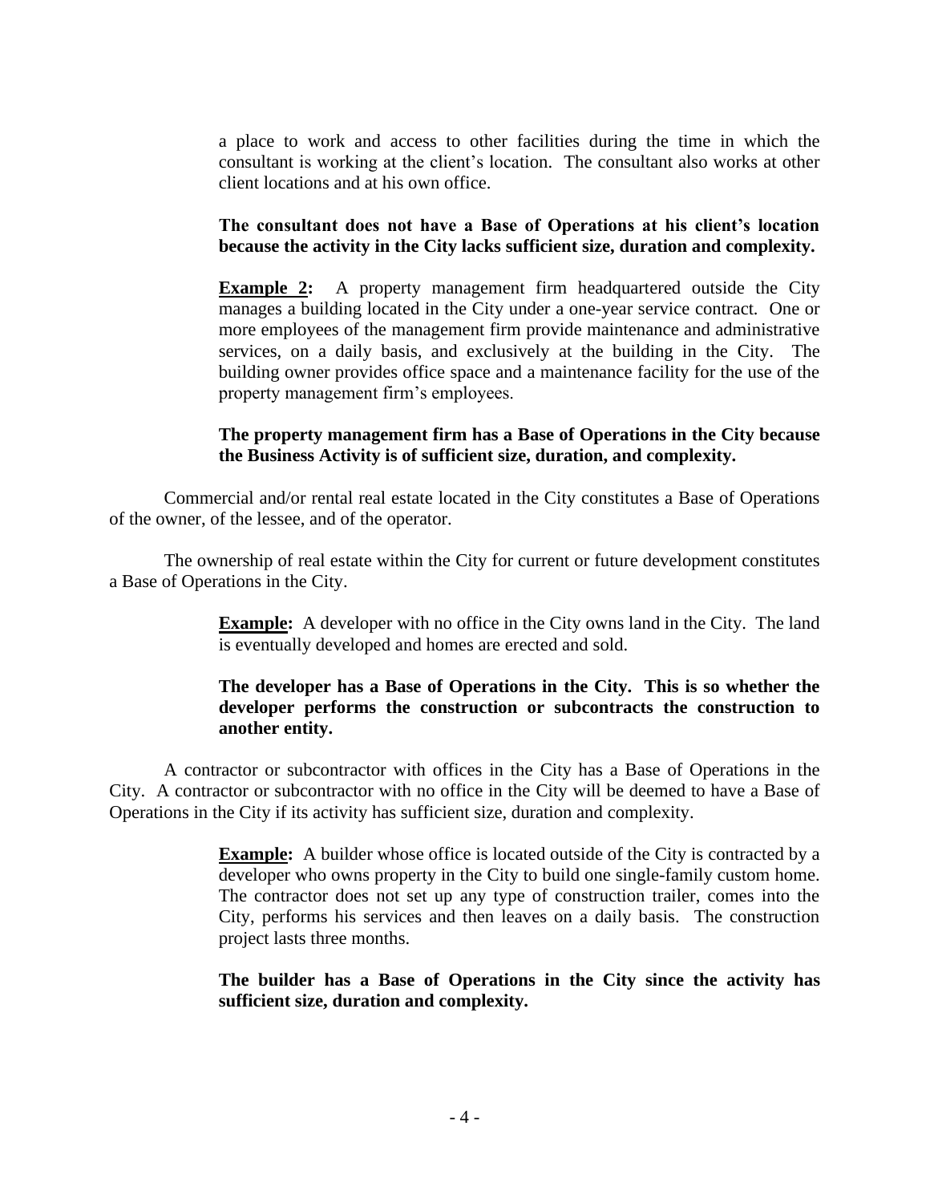a place to work and access to other facilities during the time in which the consultant is working at the client's location. The consultant also works at other client locations and at his own office.

**The consultant does not have a Base of Operations at his client's location because the activity in the City lacks sufficient size, duration and complexity.**

**Example 2:** A property management firm headquartered outside the City manages a building located in the City under a one-year service contract. One or more employees of the management firm provide maintenance and administrative services, on a daily basis, and exclusively at the building in the City. The building owner provides office space and a maintenance facility for the use of the property management firm's employees.

**The property management firm has a Base of Operations in the City because the Business Activity is of sufficient size, duration, and complexity.**

Commercial and/or rental real estate located in the City constitutes a Base of Operations of the owner, of the lessee, and of the operator.

The ownership of real estate within the City for current or future development constitutes a Base of Operations in the City.

**Example:** A developer with no office in the City owns land in the City. The land is eventually developed and homes are erected and sold.

**The developer has a Base of Operations in the City. This is so whether the developer performs the construction or subcontracts the construction to another entity.**

A contractor or subcontractor with offices in the City has a Base of Operations in the City. A contractor or subcontractor with no office in the City will be deemed to have a Base of Operations in the City if its activity has sufficient size, duration and complexity.

**Example:** A builder whose office is located outside of the City is contracted by a developer who owns property in the City to build one single-family custom home. The contractor does not set up any type of construction trailer, comes into the City, performs his services and then leaves on a daily basis. The construction project lasts three months.

**The builder has a Base of Operations in the City since the activity has sufficient size, duration and complexity.**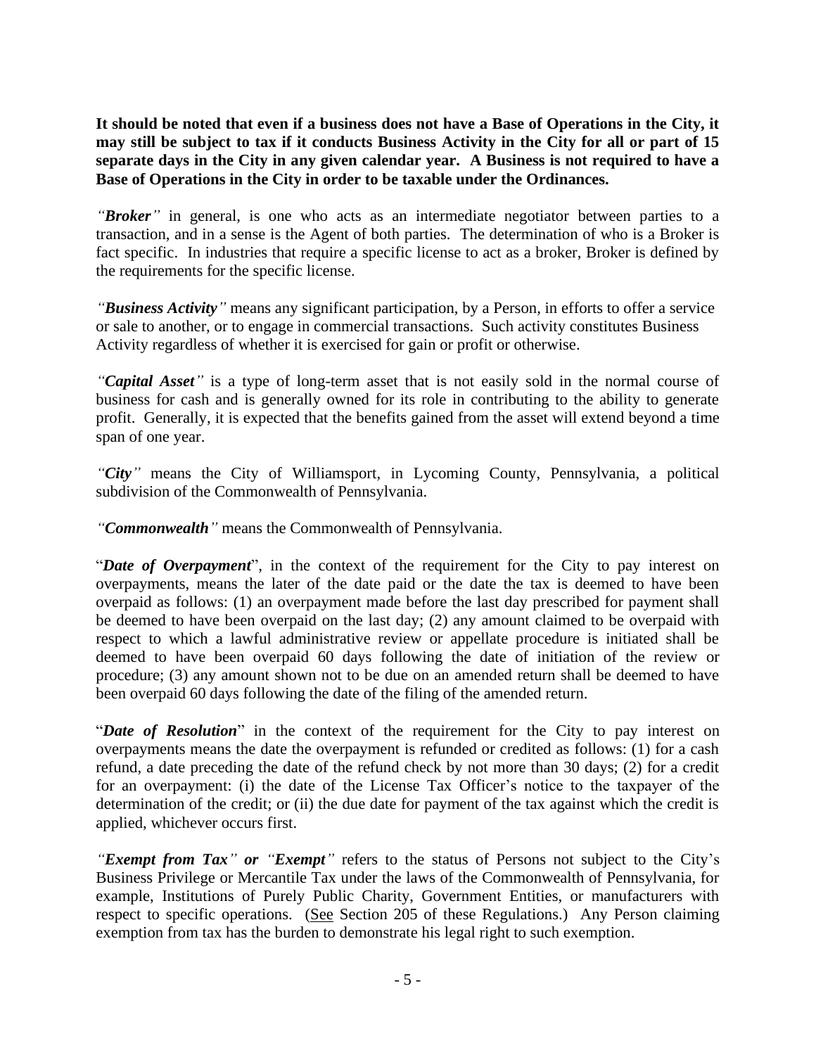**It should be noted that even if a business does not have a Base of Operations in the City, it may still be subject to tax if it conducts Business Activity in the City for all or part of 15 separate days in the City in any given calendar year. A Business is not required to have a Base of Operations in the City in order to be taxable under the Ordinances.**

*"**Broker**"* in general, is one who acts as an intermediate negotiator between parties to a transaction, and in a sense is the Agent of both parties. The determination of who is a Broker is fact specific. In industries that require a specific license to act as a broker, Broker is defined by the requirements for the specific license.

*"**Business Activity**"* means any significant participation, by a Person, in efforts to offer a service or sale to another, or to engage in commercial transactions. Such activity constitutes Business Activity regardless of whether it is exercised for gain or profit or otherwise.

*"**Capital Asset**"* is a type of long-term asset that is not easily sold in the normal course of business for cash and is generally owned for its role in contributing to the ability to generate profit. Generally, it is expected that the benefits gained from the asset will extend beyond a time span of one year.

*"**City**"* means the City of Williamsport, in Lycoming County, Pennsylvania, a political subdivision of the Commonwealth of Pennsylvania.

*"**Commonwealth**"* means the Commonwealth of Pennsylvania.

"***Date of Overpayment***", in the context of the requirement for the City to pay interest on overpayments, means the later of the date paid or the date the tax is deemed to have been overpaid as follows: (1) an overpayment made before the last day prescribed for payment shall be deemed to have been overpaid on the last day; (2) any amount claimed to be overpaid with respect to which a lawful administrative review or appellate procedure is initiated shall be deemed to have been overpaid 60 days following the date of initiation of the review or procedure; (3) any amount shown not to be due on an amended return shall be deemed to have been overpaid 60 days following the date of the filing of the amended return.

"***Date of Resolution***" in the context of the requirement for the City to pay interest on overpayments means the date the overpayment is refunded or credited as follows: (1) for a cash refund, a date preceding the date of the refund check by not more than 30 days; (2) for a credit for an overpayment: (i) the date of the License Tax Officer's notice to the taxpayer of the determination of the credit; or (ii) the due date for payment of the tax against which the credit is applied, whichever occurs first.

*"**Exempt from Tax**" **or** "**Exempt**"* refers to the status of Persons not subject to the City's Business Privilege or Mercantile Tax under the laws of the Commonwealth of Pennsylvania, for example, Institutions of Purely Public Charity, Government Entities, or manufacturers with respect to specific operations. (See Section 205 of these Regulations.) Any Person claiming exemption from tax has the burden to demonstrate his legal right to such exemption.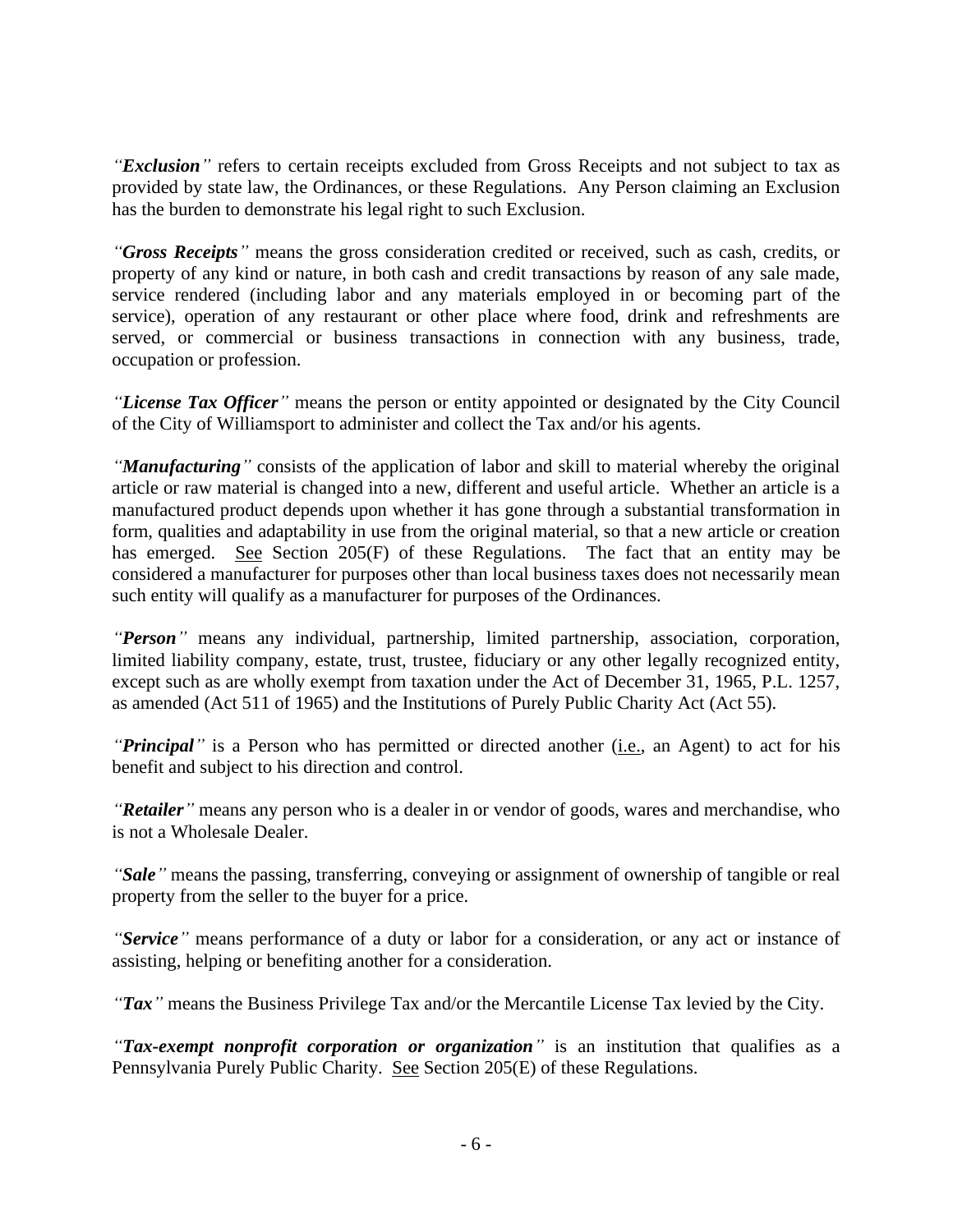*"**Exclusion**"* refers to certain receipts excluded from Gross Receipts and not subject to tax as provided by state law, the Ordinances, or these Regulations. Any Person claiming an Exclusion has the burden to demonstrate his legal right to such Exclusion.

*"**Gross Receipts**"* means the gross consideration credited or received, such as cash, credits, or property of any kind or nature, in both cash and credit transactions by reason of any sale made, service rendered (including labor and any materials employed in or becoming part of the service), operation of any restaurant or other place where food, drink and refreshments are served, or commercial or business transactions in connection with any business, trade, occupation or profession.

*"**License Tax Officer**"* means the person or entity appointed or designated by the City Council of the City of Williamsport to administer and collect the Tax and/or his agents.

*"**Manufacturing**"* consists of the application of labor and skill to material whereby the original article or raw material is changed into a new, different and useful article. Whether an article is a manufactured product depends upon whether it has gone through a substantial transformation in form, qualities and adaptability in use from the original material, so that a new article or creation has emerged. See Section 205(F) of these Regulations. The fact that an entity may be considered a manufacturer for purposes other than local business taxes does not necessarily mean such entity will qualify as a manufacturer for purposes of the Ordinances.

*"**Person**"* means any individual, partnership, limited partnership, association, corporation, limited liability company, estate, trust, trustee, fiduciary or any other legally recognized entity, except such as are wholly exempt from taxation under the Act of December 31, 1965, P.L. 1257, as amended (Act 511 of 1965) and the Institutions of Purely Public Charity Act (Act 55).

*"**Principal**"* is a Person who has permitted or directed another (i.e., an Agent) to act for his benefit and subject to his direction and control.

*"**Retailer**"* means any person who is a dealer in or vendor of goods, wares and merchandise, who is not a Wholesale Dealer.

*"**Sale**"* means the passing, transferring, conveying or assignment of ownership of tangible or real property from the seller to the buyer for a price.

*"**Service**"* means performance of a duty or labor for a consideration, or any act or instance of assisting, helping or benefiting another for a consideration.

*"**Tax**"* means the Business Privilege Tax and/or the Mercantile License Tax levied by the City.

*"**Tax-exempt nonprofit corporation or organization**"* is an institution that qualifies as a Pennsylvania Purely Public Charity. See Section 205(E) of these Regulations.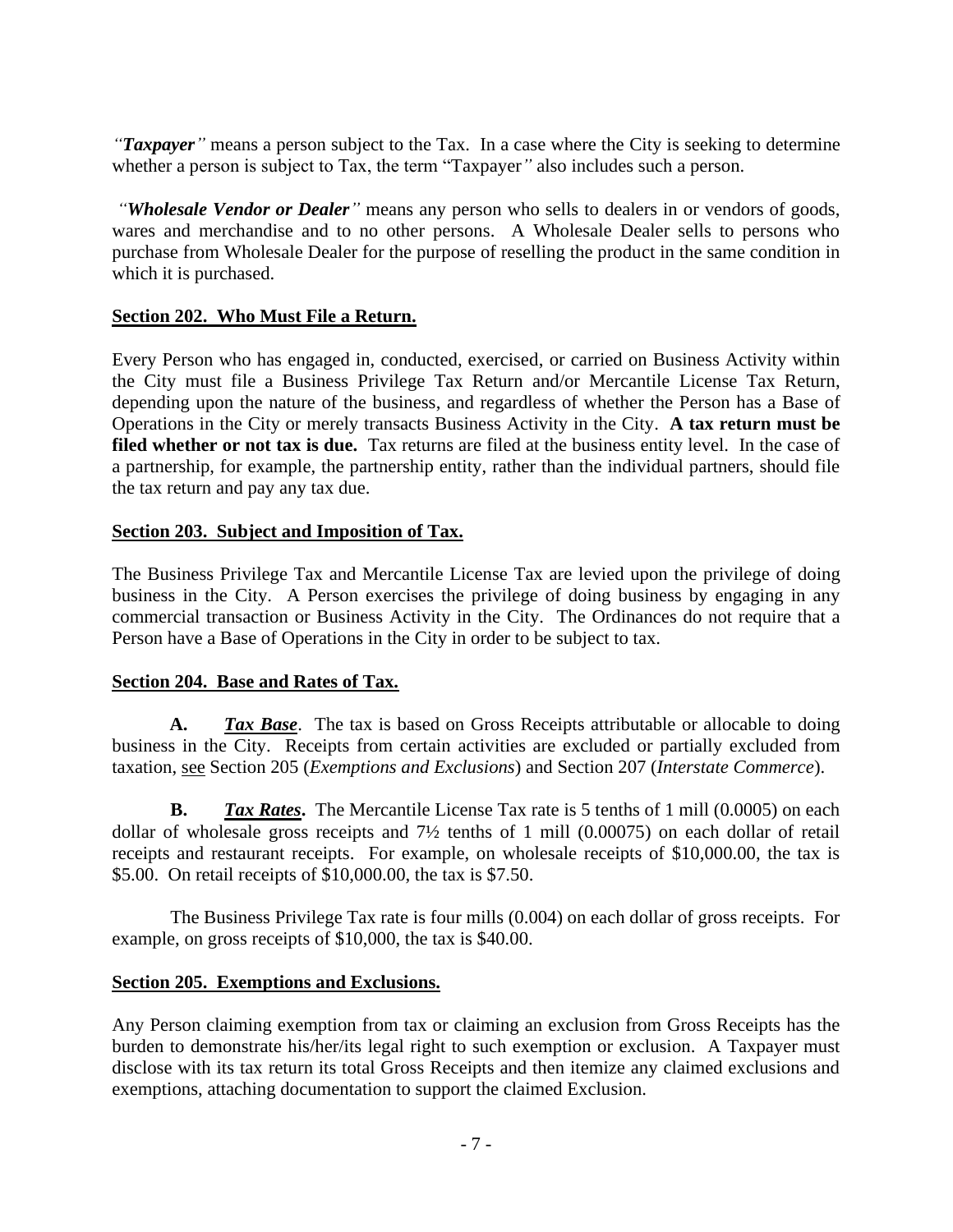*"**Taxpayer**"* means a person subject to the Tax. In a case where the City is seeking to determine whether a person is subject to Tax, the term "Taxpayer*"* also includes such a person.

*"**Wholesale Vendor or Dealer**"* means any person who sells to dealers in or vendors of goods, wares and merchandise and to no other persons. A Wholesale Dealer sells to persons who purchase from Wholesale Dealer for the purpose of reselling the product in the same condition in which it is purchased.

**Section 202. Who Must File a Return.**

Every Person who has engaged in, conducted, exercised, or carried on Business Activity within the City must file a Business Privilege Tax Return and/or Mercantile License Tax Return, depending upon the nature of the business, and regardless of whether the Person has a Base of Operations in the City or merely transacts Business Activity in the City. **A tax return must be filed whether or not tax is due.** Tax returns are filed at the business entity level. In the case of a partnership, for example, the partnership entity, rather than the individual partners, should file the tax return and pay any tax due.

**Section 203. Subject and Imposition of Tax.**

The Business Privilege Tax and Mercantile License Tax are levied upon the privilege of doing business in the City. A Person exercises the privilege of doing business by engaging in any commercial transaction or Business Activity in the City. The Ordinances do not require that a Person have a Base of Operations in the City in order to be subject to tax.

**Section 204. Base and Rates of Tax.**

**A.** ***Tax Base***. The tax is based on Gross Receipts attributable or allocable to doing business in the City. Receipts from certain activities are excluded or partially excluded from taxation, see Section 205 (*Exemptions and Exclusions*) and Section 207 (*Interstate Commerce*).

**B.** ***Tax Rates*.** The Mercantile License Tax rate is 5 tenths of 1 mill (0.0005) on each dollar of wholesale gross receipts and 7½ tenths of 1 mill (0.00075) on each dollar of retail receipts and restaurant receipts. For example, on wholesale receipts of $10,000.00, the tax is $5.00. On retail receipts of $10,000.00, the tax is $7.50.

The Business Privilege Tax rate is four mills (0.004) on each dollar of gross receipts. For example, on gross receipts of $10,000, the tax is $40.00.

**Section 205. Exemptions and Exclusions.**

Any Person claiming exemption from tax or claiming an exclusion from Gross Receipts has the burden to demonstrate his/her/its legal right to such exemption or exclusion. A Taxpayer must disclose with its tax return its total Gross Receipts and then itemize any claimed exclusions and exemptions, attaching documentation to support the claimed Exclusion.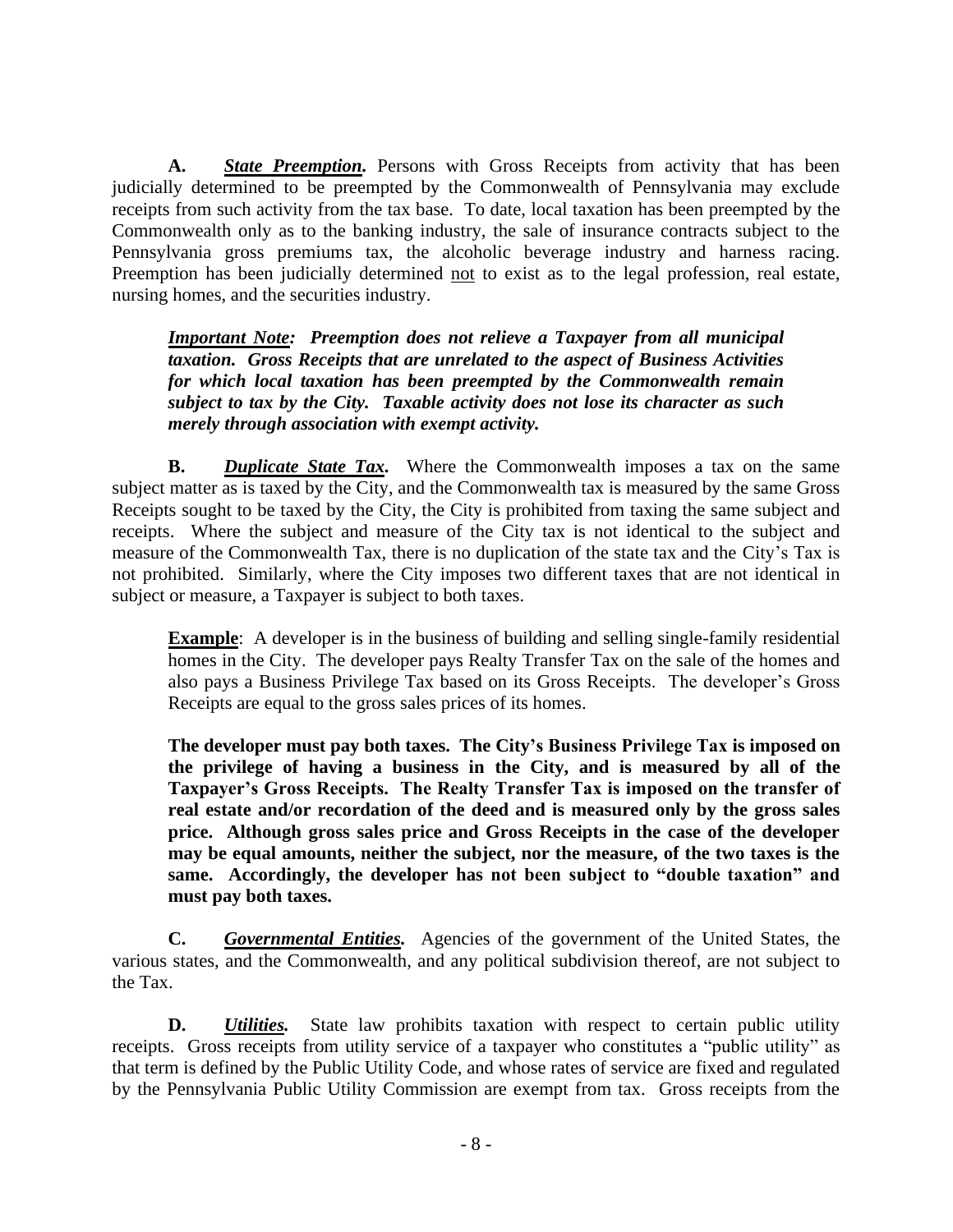**A.** ***State Preemption.*** Persons with Gross Receipts from activity that has been judicially determined to be preempted by the Commonwealth of Pennsylvania may exclude receipts from such activity from the tax base. To date, local taxation has been preempted by the Commonwealth only as to the banking industry, the sale of insurance contracts subject to the Pennsylvania gross premiums tax, the alcoholic beverage industry and harness racing. Preemption has been judicially determined not to exist as to the legal profession, real estate, nursing homes, and the securities industry.

> ***Important Note: Preemption does not relieve a Taxpayer from all municipal taxation. Gross Receipts that are unrelated to the aspect of Business Activities for which local taxation has been preempted by the Commonwealth remain subject to tax by the City. Taxable activity does not lose its character as such merely through association with exempt activity.***

**B.** ***Duplicate State Tax.*** Where the Commonwealth imposes a tax on the same subject matter as is taxed by the City, and the Commonwealth tax is measured by the same Gross Receipts sought to be taxed by the City, the City is prohibited from taxing the same subject and receipts. Where the subject and measure of the City tax is not identical to the subject and measure of the Commonwealth Tax, there is no duplication of the state tax and the City's Tax is not prohibited. Similarly, where the City imposes two different taxes that are not identical in subject or measure, a Taxpayer is subject to both taxes.

> **Example**: A developer is in the business of building and selling single-family residential homes in the City. The developer pays Realty Transfer Tax on the sale of the homes and also pays a Business Privilege Tax based on its Gross Receipts. The developer's Gross Receipts are equal to the gross sales prices of its homes.
>
> **The developer must pay both taxes. The City's Business Privilege Tax is imposed on the privilege of having a business in the City, and is measured by all of the Taxpayer's Gross Receipts. The Realty Transfer Tax is imposed on the transfer of real estate and/or recordation of the deed and is measured only by the gross sales price. Although gross sales price and Gross Receipts in the case of the developer may be equal amounts, neither the subject, nor the measure, of the two taxes is the same. Accordingly, the developer has not been subject to "double taxation" and must pay both taxes.**

**C.** ***Governmental Entities.*** Agencies of the government of the United States, the various states, and the Commonwealth, and any political subdivision thereof, are not subject to the Tax.

**D.** ***Utilities.*** State law prohibits taxation with respect to certain public utility receipts. Gross receipts from utility service of a taxpayer who constitutes a "public utility" as that term is defined by the Public Utility Code, and whose rates of service are fixed and regulated by the Pennsylvania Public Utility Commission are exempt from tax. Gross receipts from the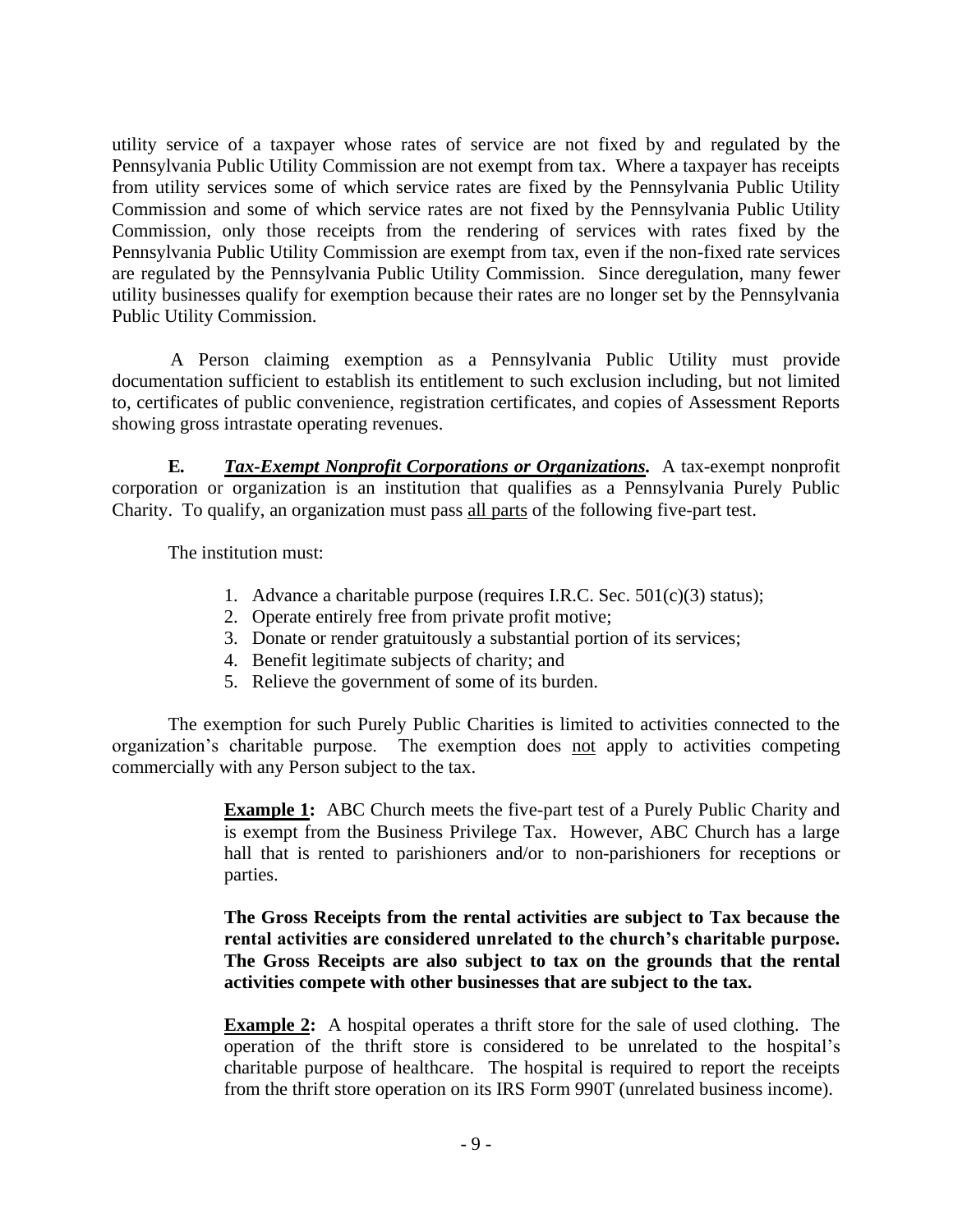utility service of a taxpayer whose rates of service are not fixed by and regulated by the Pennsylvania Public Utility Commission are not exempt from tax. Where a taxpayer has receipts from utility services some of which service rates are fixed by the Pennsylvania Public Utility Commission and some of which service rates are not fixed by the Pennsylvania Public Utility Commission, only those receipts from the rendering of services with rates fixed by the Pennsylvania Public Utility Commission are exempt from tax, even if the non-fixed rate services are regulated by the Pennsylvania Public Utility Commission. Since deregulation, many fewer utility businesses qualify for exemption because their rates are no longer set by the Pennsylvania Public Utility Commission.

A Person claiming exemption as a Pennsylvania Public Utility must provide documentation sufficient to establish its entitlement to such exclusion including, but not limited to, certificates of public convenience, registration certificates, and copies of Assessment Reports showing gross intrastate operating revenues.

**E.** ***Tax-Exempt Nonprofit Corporations or Organizations.*** A tax-exempt nonprofit corporation or organization is an institution that qualifies as a Pennsylvania Purely Public Charity. To qualify, an organization must pass all parts of the following five-part test.

The institution must:

1. Advance a charitable purpose (requires I.R.C. Sec. 501(c)(3) status);
2. Operate entirely free from private profit motive;
3. Donate or render gratuitously a substantial portion of its services;
4. Benefit legitimate subjects of charity; and
5. Relieve the government of some of its burden.

The exemption for such Purely Public Charities is limited to activities connected to the organization's charitable purpose. The exemption does not apply to activities competing commercially with any Person subject to the tax.

**Example 1:** ABC Church meets the five-part test of a Purely Public Charity and is exempt from the Business Privilege Tax. However, ABC Church has a large hall that is rented to parishioners and/or to non-parishioners for receptions or parties.

**The Gross Receipts from the rental activities are subject to Tax because the rental activities are considered unrelated to the church's charitable purpose. The Gross Receipts are also subject to tax on the grounds that the rental activities compete with other businesses that are subject to the tax.**

**Example 2:** A hospital operates a thrift store for the sale of used clothing. The operation of the thrift store is considered to be unrelated to the hospital's charitable purpose of healthcare. The hospital is required to report the receipts from the thrift store operation on its IRS Form 990T (unrelated business income).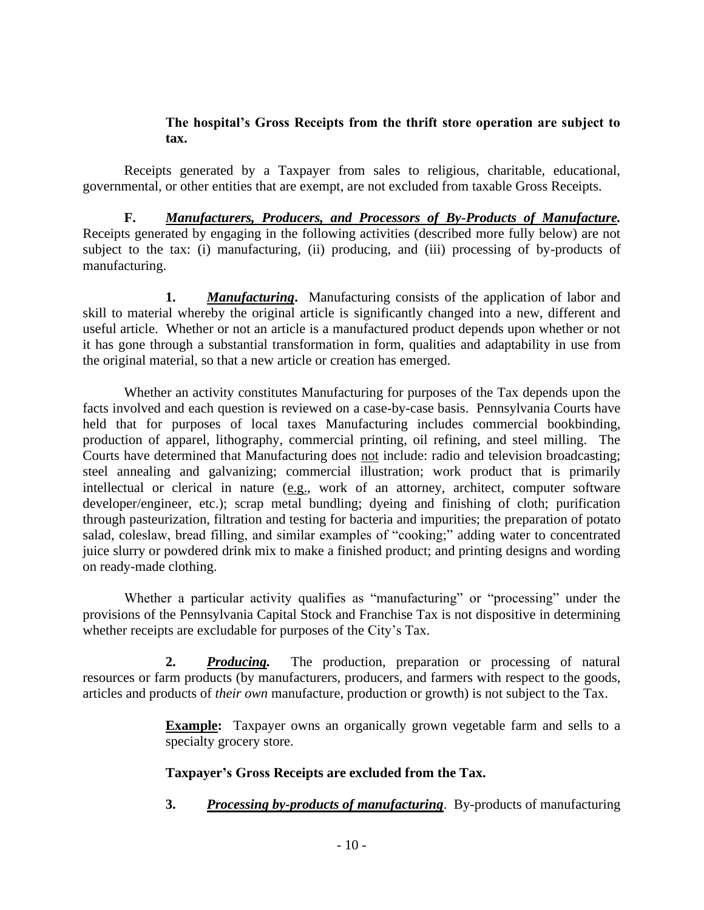**The hospital's Gross Receipts from the thrift store operation are subject to tax.**

Receipts generated by a Taxpayer from sales to religious, charitable, educational, governmental, or other entities that are exempt, are not excluded from taxable Gross Receipts.

**F.** ***Manufacturers, Producers, and Processors of By-Products of Manufacture.*** Receipts generated by engaging in the following activities (described more fully below) are not subject to the tax: (i) manufacturing, (ii) producing, and (iii) processing of by-products of manufacturing.

**1.** ***Manufacturing*****.** Manufacturing consists of the application of labor and skill to material whereby the original article is significantly changed into a new, different and useful article. Whether or not an article is a manufactured product depends upon whether or not it has gone through a substantial transformation in form, qualities and adaptability in use from the original material, so that a new article or creation has emerged.

Whether an activity constitutes Manufacturing for purposes of the Tax depends upon the facts involved and each question is reviewed on a case-by-case basis. Pennsylvania Courts have held that for purposes of local taxes Manufacturing includes commercial bookbinding, production of apparel, lithography, commercial printing, oil refining, and steel milling. The Courts have determined that Manufacturing does not include: radio and television broadcasting; steel annealing and galvanizing; commercial illustration; work product that is primarily intellectual or clerical in nature (e.g., work of an attorney, architect, computer software developer/engineer, etc.); scrap metal bundling; dyeing and finishing of cloth; purification through pasteurization, filtration and testing for bacteria and impurities; the preparation of potato salad, coleslaw, bread filling, and similar examples of "cooking;" adding water to concentrated juice slurry or powdered drink mix to make a finished product; and printing designs and wording on ready-made clothing.

Whether a particular activity qualifies as "manufacturing" or "processing" under the provisions of the Pennsylvania Capital Stock and Franchise Tax is not dispositive in determining whether receipts are excludable for purposes of the City's Tax.

**2.** ***Producing.*** The production, preparation or processing of natural resources or farm products (by manufacturers, producers, and farmers with respect to the goods, articles and products of *their own* manufacture, production or growth) is not subject to the Tax.

**Example:** Taxpayer owns an organically grown vegetable farm and sells to a specialty grocery store.

**Taxpayer's Gross Receipts are excluded from the Tax.**

**3.** ***Processing by-products of manufacturing*****.** By-products of manufacturing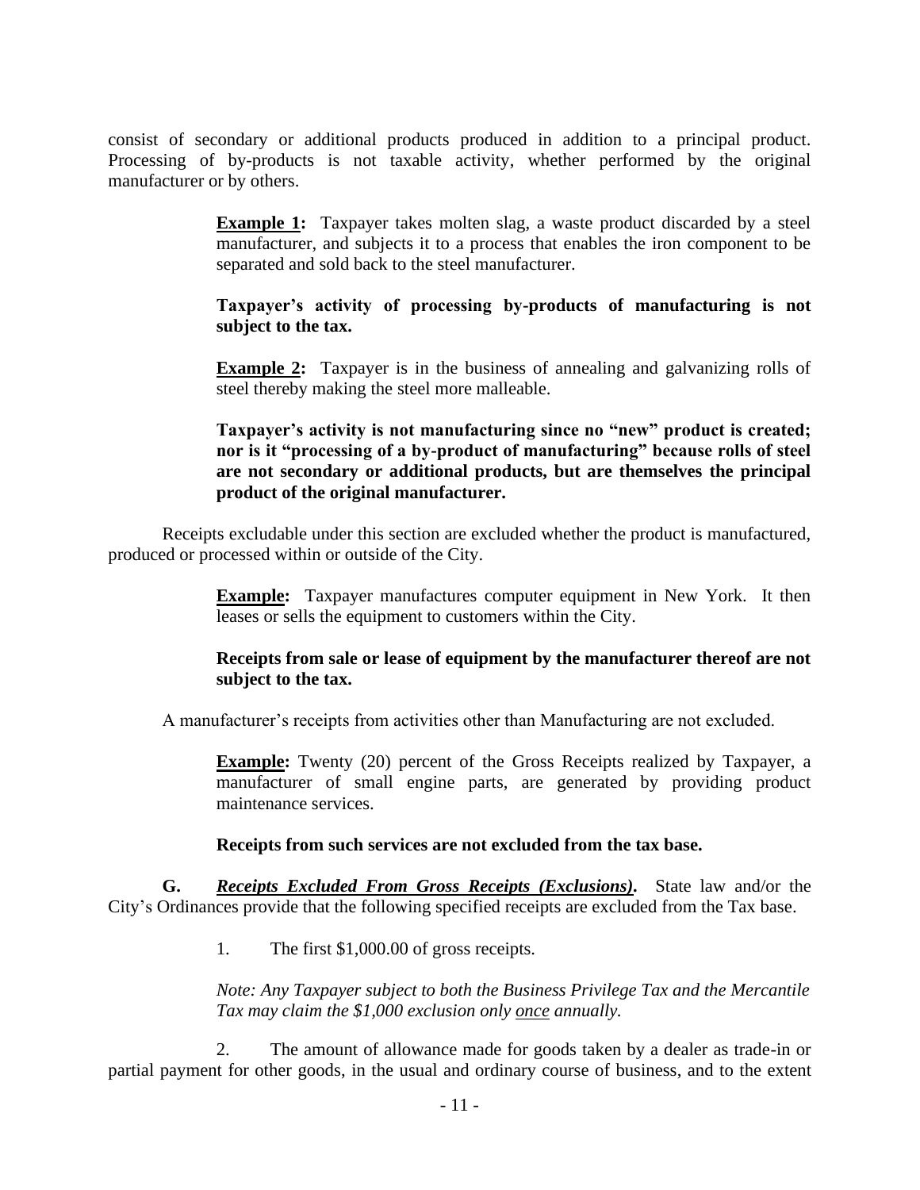consist of secondary or additional products produced in addition to a principal product. Processing of by-products is not taxable activity, whether performed by the original manufacturer or by others.

> **Example 1:** Taxpayer takes molten slag, a waste product discarded by a steel manufacturer, and subjects it to a process that enables the iron component to be separated and sold back to the steel manufacturer.
>
> **Taxpayer's activity of processing by-products of manufacturing is not subject to the tax.**
>
> **Example 2:** Taxpayer is in the business of annealing and galvanizing rolls of steel thereby making the steel more malleable.
>
> **Taxpayer's activity is not manufacturing since no "new" product is created; nor is it "processing of a by-product of manufacturing" because rolls of steel are not secondary or additional products, but are themselves the principal product of the original manufacturer.**

Receipts excludable under this section are excluded whether the product is manufactured, produced or processed within or outside of the City.

> **Example:** Taxpayer manufactures computer equipment in New York. It then leases or sells the equipment to customers within the City.
>
> **Receipts from sale or lease of equipment by the manufacturer thereof are not subject to the tax.**

A manufacturer's receipts from activities other than Manufacturing are not excluded.

> **Example:** Twenty (20) percent of the Gross Receipts realized by Taxpayer, a manufacturer of small engine parts, are generated by providing product maintenance services.
>
> **Receipts from such services are not excluded from the tax base.**

**G.** ***Receipts Excluded From Gross Receipts (Exclusions).*** State law and/or the City's Ordinances provide that the following specified receipts are excluded from the Tax base.

1. The first $1,000.00 of gross receipts.

   *Note: Any Taxpayer subject to both the Business Privilege Tax and the Mercantile Tax may claim the $1,000 exclusion only* ***once*** *annually.*

2. The amount of allowance made for goods taken by a dealer as trade-in or partial payment for other goods, in the usual and ordinary course of business, and to the extent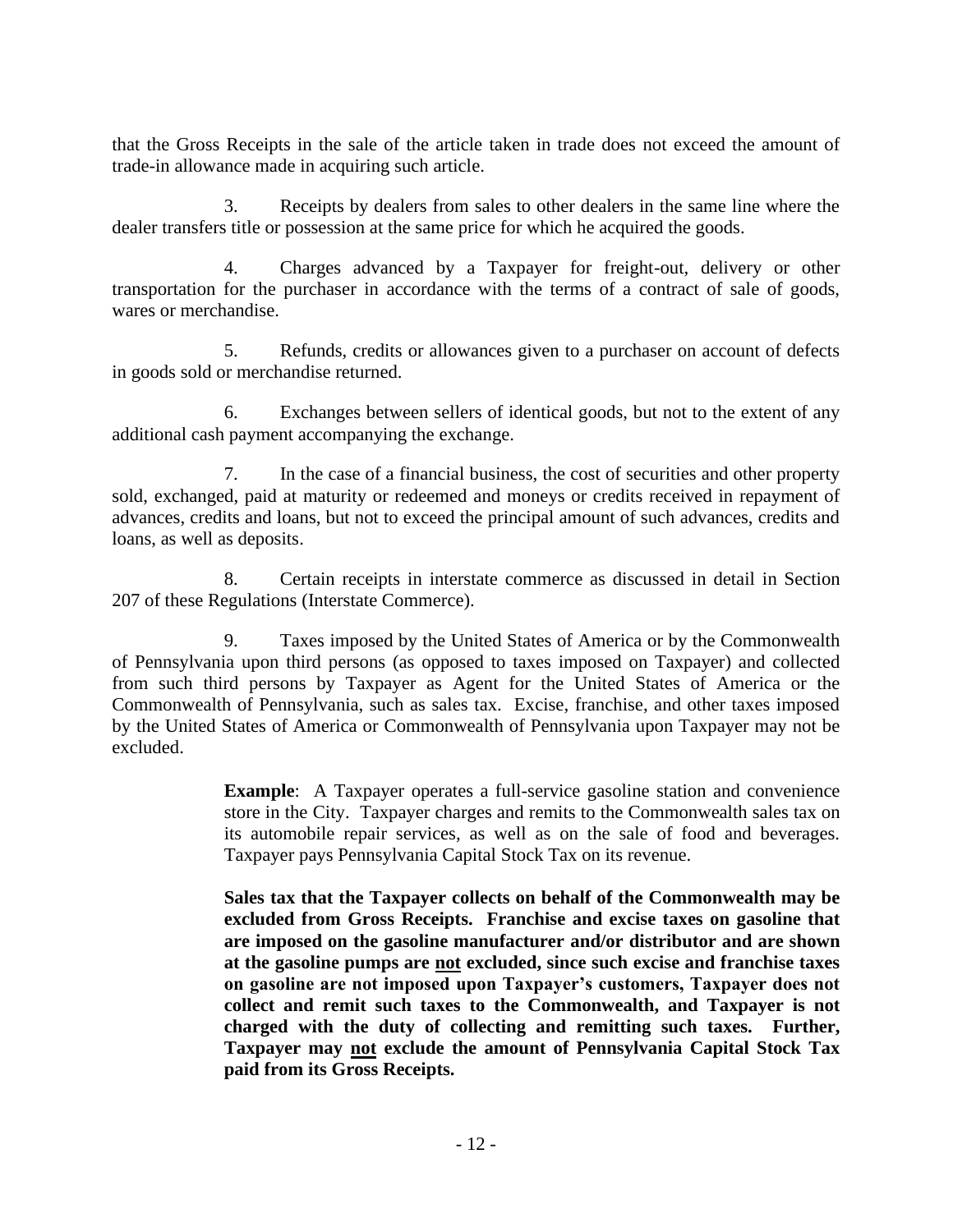that the Gross Receipts in the sale of the article taken in trade does not exceed the amount of trade-in allowance made in acquiring such article.

3. Receipts by dealers from sales to other dealers in the same line where the dealer transfers title or possession at the same price for which he acquired the goods.

4. Charges advanced by a Taxpayer for freight-out, delivery or other transportation for the purchaser in accordance with the terms of a contract of sale of goods, wares or merchandise.

5. Refunds, credits or allowances given to a purchaser on account of defects in goods sold or merchandise returned.

6. Exchanges between sellers of identical goods, but not to the extent of any additional cash payment accompanying the exchange.

7. In the case of a financial business, the cost of securities and other property sold, exchanged, paid at maturity or redeemed and moneys or credits received in repayment of advances, credits and loans, but not to exceed the principal amount of such advances, credits and loans, as well as deposits.

8. Certain receipts in interstate commerce as discussed in detail in Section 207 of these Regulations (Interstate Commerce).

9. Taxes imposed by the United States of America or by the Commonwealth of Pennsylvania upon third persons (as opposed to taxes imposed on Taxpayer) and collected from such third persons by Taxpayer as Agent for the United States of America or the Commonwealth of Pennsylvania, such as sales tax. Excise, franchise, and other taxes imposed by the United States of America or Commonwealth of Pennsylvania upon Taxpayer may not be excluded.

> **Example**: A Taxpayer operates a full-service gasoline station and convenience store in the City. Taxpayer charges and remits to the Commonwealth sales tax on its automobile repair services, as well as on the sale of food and beverages. Taxpayer pays Pennsylvania Capital Stock Tax on its revenue.
>
> **Sales tax that the Taxpayer collects on behalf of the Commonwealth may be excluded from Gross Receipts. Franchise and excise taxes on gasoline that are imposed on the gasoline manufacturer and/or distributor and are shown at the gasoline pumps are <u>not</u> excluded, since such excise and franchise taxes on gasoline are not imposed upon Taxpayer's customers, Taxpayer does not collect and remit such taxes to the Commonwealth, and Taxpayer is not charged with the duty of collecting and remitting such taxes. Further, Taxpayer may <u>not</u> exclude the amount of Pennsylvania Capital Stock Tax paid from its Gross Receipts.**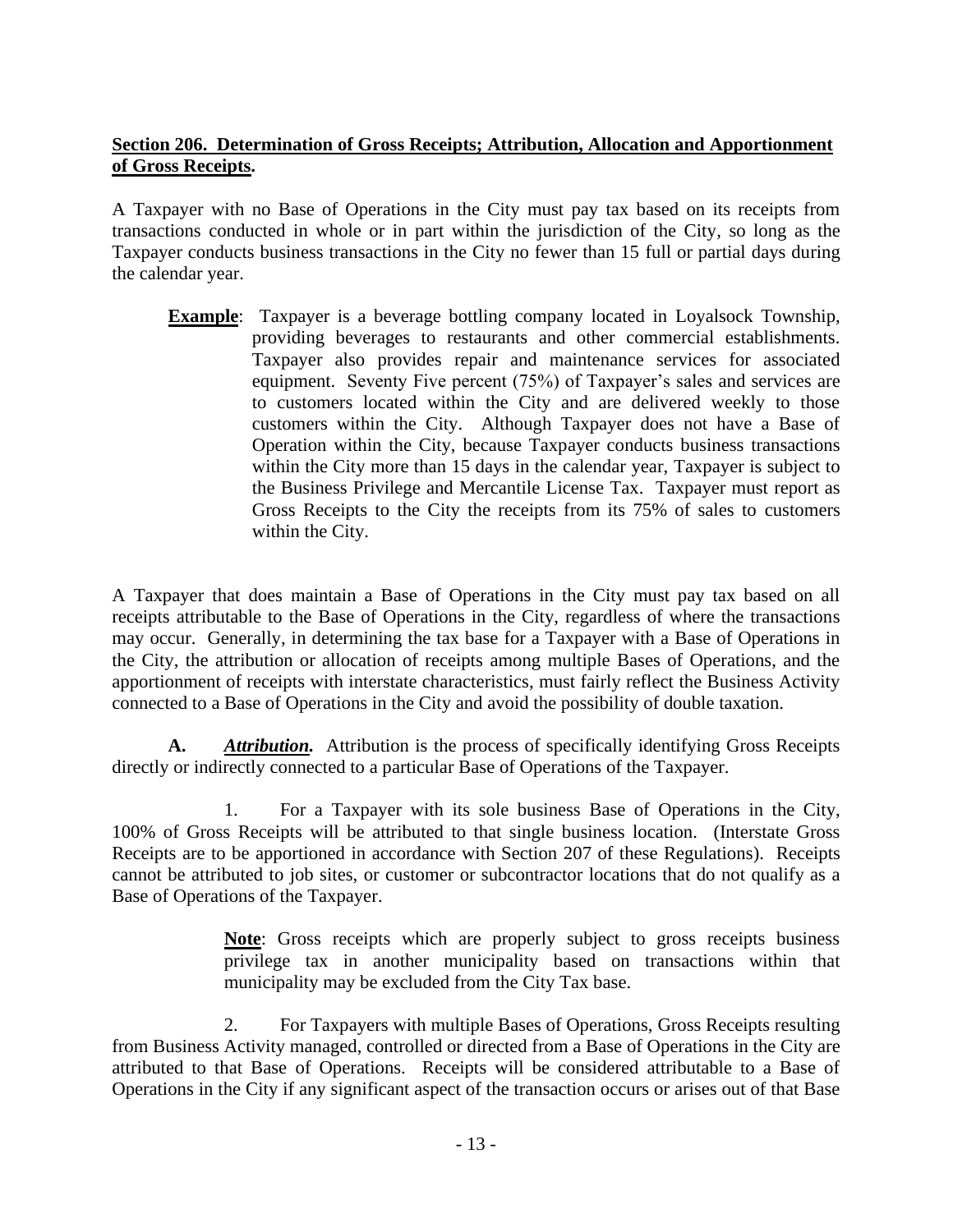**Section 206. Determination of Gross Receipts; Attribution, Allocation and Apportionment of Gross Receipts.**

A Taxpayer with no Base of Operations in the City must pay tax based on its receipts from transactions conducted in whole or in part within the jurisdiction of the City, so long as the Taxpayer conducts business transactions in the City no fewer than 15 full or partial days during the calendar year.

> **Example**: Taxpayer is a beverage bottling company located in Loyalsock Township, providing beverages to restaurants and other commercial establishments. Taxpayer also provides repair and maintenance services for associated equipment. Seventy Five percent (75%) of Taxpayer's sales and services are to customers located within the City and are delivered weekly to those customers within the City. Although Taxpayer does not have a Base of Operation within the City, because Taxpayer conducts business transactions within the City more than 15 days in the calendar year, Taxpayer is subject to the Business Privilege and Mercantile License Tax. Taxpayer must report as Gross Receipts to the City the receipts from its 75% of sales to customers within the City.

A Taxpayer that does maintain a Base of Operations in the City must pay tax based on all receipts attributable to the Base of Operations in the City, regardless of where the transactions may occur. Generally, in determining the tax base for a Taxpayer with a Base of Operations in the City, the attribution or allocation of receipts among multiple Bases of Operations, and the apportionment of receipts with interstate characteristics, must fairly reflect the Business Activity connected to a Base of Operations in the City and avoid the possibility of double taxation.

**A.** ***Attribution.*** Attribution is the process of specifically identifying Gross Receipts directly or indirectly connected to a particular Base of Operations of the Taxpayer.

1. For a Taxpayer with its sole business Base of Operations in the City, 100% of Gross Receipts will be attributed to that single business location. (Interstate Gross Receipts are to be apportioned in accordance with Section 207 of these Regulations). Receipts cannot be attributed to job sites, or customer or subcontractor locations that do not qualify as a Base of Operations of the Taxpayer.

> **Note**: Gross receipts which are properly subject to gross receipts business privilege tax in another municipality based on transactions within that municipality may be excluded from the City Tax base.

2. For Taxpayers with multiple Bases of Operations, Gross Receipts resulting from Business Activity managed, controlled or directed from a Base of Operations in the City are attributed to that Base of Operations. Receipts will be considered attributable to a Base of Operations in the City if any significant aspect of the transaction occurs or arises out of that Base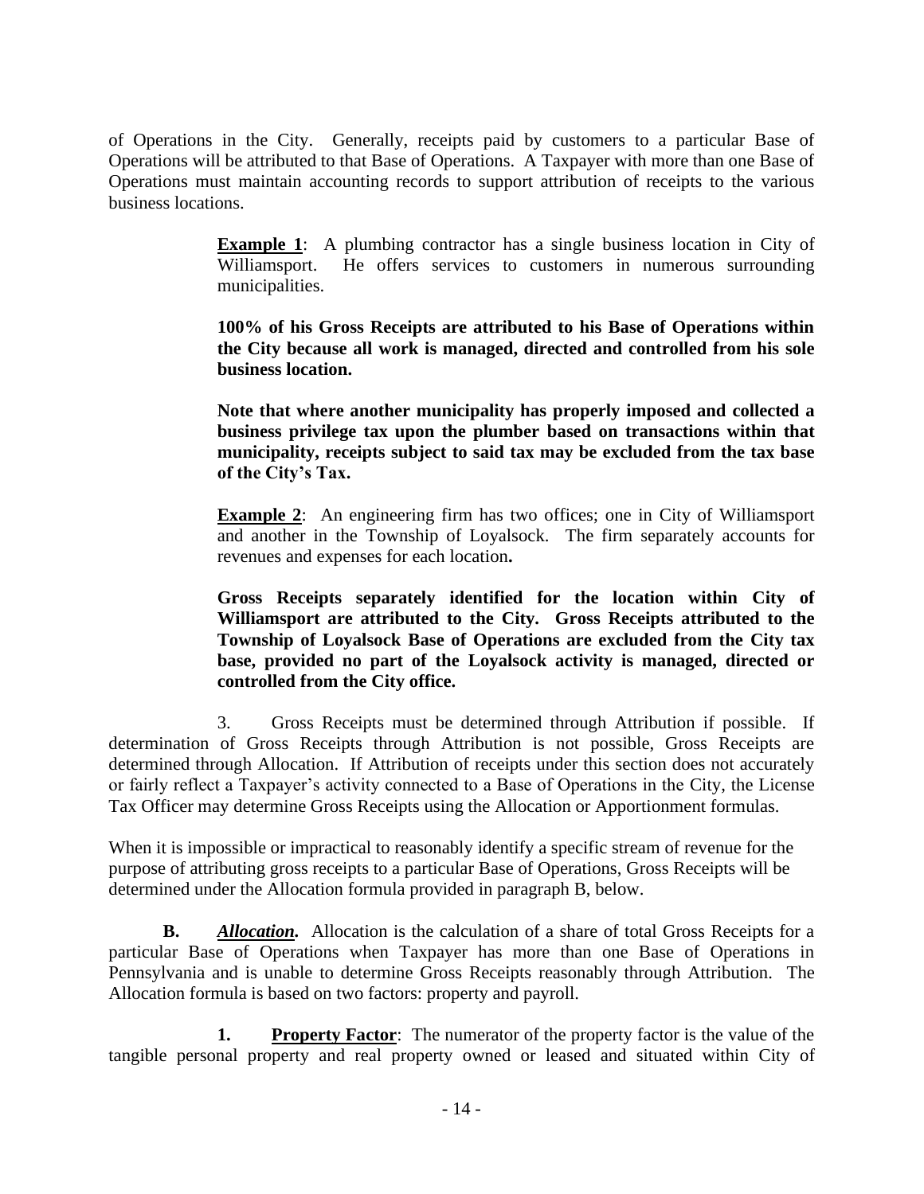of Operations in the City. Generally, receipts paid by customers to a particular Base of Operations will be attributed to that Base of Operations. A Taxpayer with more than one Base of Operations must maintain accounting records to support attribution of receipts to the various business locations.

> **Example 1**: A plumbing contractor has a single business location in City of Williamsport. He offers services to customers in numerous surrounding municipalities.
>
> **100% of his Gross Receipts are attributed to his Base of Operations within the City because all work is managed, directed and controlled from his sole business location.**
>
> **Note that where another municipality has properly imposed and collected a business privilege tax upon the plumber based on transactions within that municipality, receipts subject to said tax may be excluded from the tax base of the City's Tax.**
>
> **Example 2**: An engineering firm has two offices; one in City of Williamsport and another in the Township of Loyalsock. The firm separately accounts for revenues and expenses for each location**.**
>
> **Gross Receipts separately identified for the location within City of Williamsport are attributed to the City. Gross Receipts attributed to the Township of Loyalsock Base of Operations are excluded from the City tax base, provided no part of the Loyalsock activity is managed, directed or controlled from the City office.**

3. Gross Receipts must be determined through Attribution if possible. If determination of Gross Receipts through Attribution is not possible, Gross Receipts are determined through Allocation. If Attribution of receipts under this section does not accurately or fairly reflect a Taxpayer's activity connected to a Base of Operations in the City, the License Tax Officer may determine Gross Receipts using the Allocation or Apportionment formulas.

When it is impossible or impractical to reasonably identify a specific stream of revenue for the purpose of attributing gross receipts to a particular Base of Operations, Gross Receipts will be determined under the Allocation formula provided in paragraph B, below.

**B.** ***Allocation*.** Allocation is the calculation of a share of total Gross Receipts for a particular Base of Operations when Taxpayer has more than one Base of Operations in Pennsylvania and is unable to determine Gross Receipts reasonably through Attribution. The Allocation formula is based on two factors: property and payroll.

**1.** **Property Factor**: The numerator of the property factor is the value of the tangible personal property and real property owned or leased and situated within City of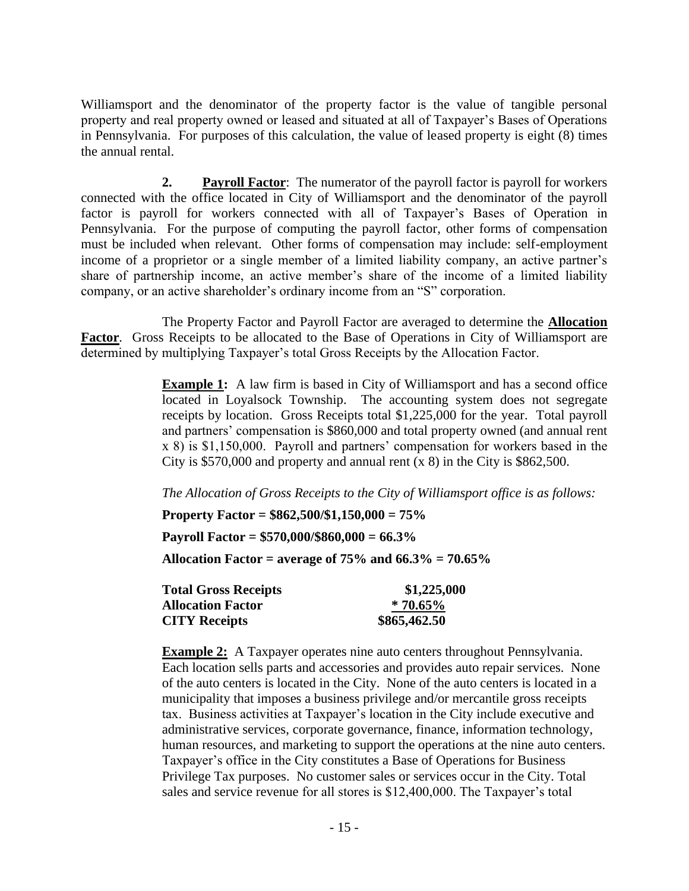Williamsport and the denominator of the property factor is the value of tangible personal property and real property owned or leased and situated at all of Taxpayer's Bases of Operations in Pennsylvania. For purposes of this calculation, the value of leased property is eight (8) times the annual rental.

**2. Payroll Factor**: The numerator of the payroll factor is payroll for workers connected with the office located in City of Williamsport and the denominator of the payroll factor is payroll for workers connected with all of Taxpayer's Bases of Operation in Pennsylvania. For the purpose of computing the payroll factor, other forms of compensation must be included when relevant. Other forms of compensation may include: self-employment income of a proprietor or a single member of a limited liability company, an active partner's share of partnership income, an active member's share of the income of a limited liability company, or an active shareholder's ordinary income from an "S" corporation.

The Property Factor and Payroll Factor are averaged to determine the **Allocation Factor**. Gross Receipts to be allocated to the Base of Operations in City of Williamsport are determined by multiplying Taxpayer's total Gross Receipts by the Allocation Factor.

> **Example 1:** A law firm is based in City of Williamsport and has a second office located in Loyalsock Township. The accounting system does not segregate receipts by location. Gross Receipts total $1,225,000 for the year. Total payroll and partners' compensation is $860,000 and total property owned (and annual rent x 8) is $1,150,000. Payroll and partners' compensation for workers based in the City is $570,000 and property and annual rent (x 8) in the City is $862,500.
>
> *The Allocation of Gross Receipts to the City of Williamsport office is as follows:*
>
> **Property Factor = $862,500/$1,150,000 = 75%**
>
> **Payroll Factor = $570,000/$860,000 = 66.3%**
>
> **Allocation Factor = average of 75% and 66.3% = 70.65%**

| | |
|---|---|
| **Total Gross Receipts** | **$1,225,000** |
| **Allocation Factor** | **\* 70.65%** |
| **CITY Receipts** | **$865,462.50** |

> **Example 2:** A Taxpayer operates nine auto centers throughout Pennsylvania. Each location sells parts and accessories and provides auto repair services. None of the auto centers is located in the City. None of the auto centers is located in a municipality that imposes a business privilege and/or mercantile gross receipts tax. Business activities at Taxpayer's location in the City include executive and administrative services, corporate governance, finance, information technology, human resources, and marketing to support the operations at the nine auto centers. Taxpayer's office in the City constitutes a Base of Operations for Business Privilege Tax purposes. No customer sales or services occur in the City. Total sales and service revenue for all stores is $12,400,000. The Taxpayer's total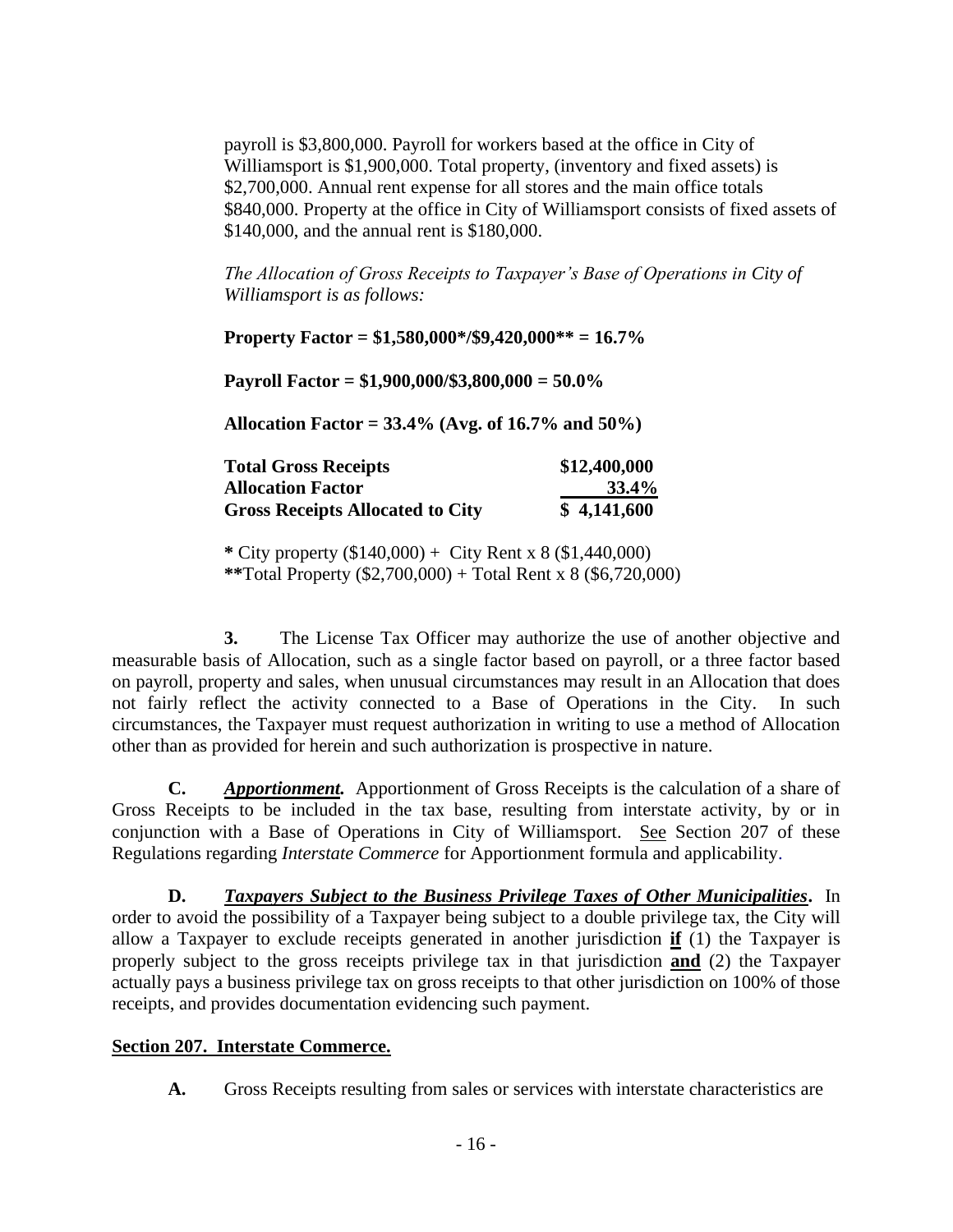payroll is \$3,800,000. Payroll for workers based at the office in City of Williamsport is \$1,900,000. Total property, (inventory and fixed assets) is \$2,700,000. Annual rent expense for all stores and the main office totals \$840,000. Property at the office in City of Williamsport consists of fixed assets of \$140,000, and the annual rent is \$180,000.

*The Allocation of Gross Receipts to Taxpayer's Base of Operations in City of Williamsport is as follows:*

**Property Factor = \$1,580,000*/\$9,420,000** = 16.7%**

**Payroll Factor = \$1,900,000/\$3,800,000 = 50.0%**

**Allocation Factor = 33.4% (Avg. of 16.7% and 50%)**

| | |
|---|---:|
| **Total Gross Receipts** | **\$12,400,000** |
| **Allocation Factor** | **33.4%** |
| **Gross Receipts Allocated to City** | **\$ 4,141,600** |

**\*** City property (\$140,000) + City Rent x 8 (\$1,440,000)
**\*\***Total Property (\$2,700,000) + Total Rent x 8 (\$6,720,000)

**3.** The License Tax Officer may authorize the use of another objective and measurable basis of Allocation, such as a single factor based on payroll, or a three factor based on payroll, property and sales, when unusual circumstances may result in an Allocation that does not fairly reflect the activity connected to a Base of Operations in the City. In such circumstances, the Taxpayer must request authorization in writing to use a method of Allocation other than as provided for herein and such authorization is prospective in nature.

**C.** ***Apportionment.*** Apportionment of Gross Receipts is the calculation of a share of Gross Receipts to be included in the tax base, resulting from interstate activity, by or in conjunction with a Base of Operations in City of Williamsport. See Section 207 of these Regulations regarding *Interstate Commerce* for Apportionment formula and applicability.

**D.** ***Taxpayers Subject to the Business Privilege Taxes of Other Municipalities*.** In order to avoid the possibility of a Taxpayer being subject to a double privilege tax, the City will allow a Taxpayer to exclude receipts generated in another jurisdiction **if** (1) the Taxpayer is properly subject to the gross receipts privilege tax in that jurisdiction **and** (2) the Taxpayer actually pays a business privilege tax on gross receipts to that other jurisdiction on 100% of those receipts, and provides documentation evidencing such payment.

## Section 207. Interstate Commerce.

**A.** Gross Receipts resulting from sales or services with interstate characteristics are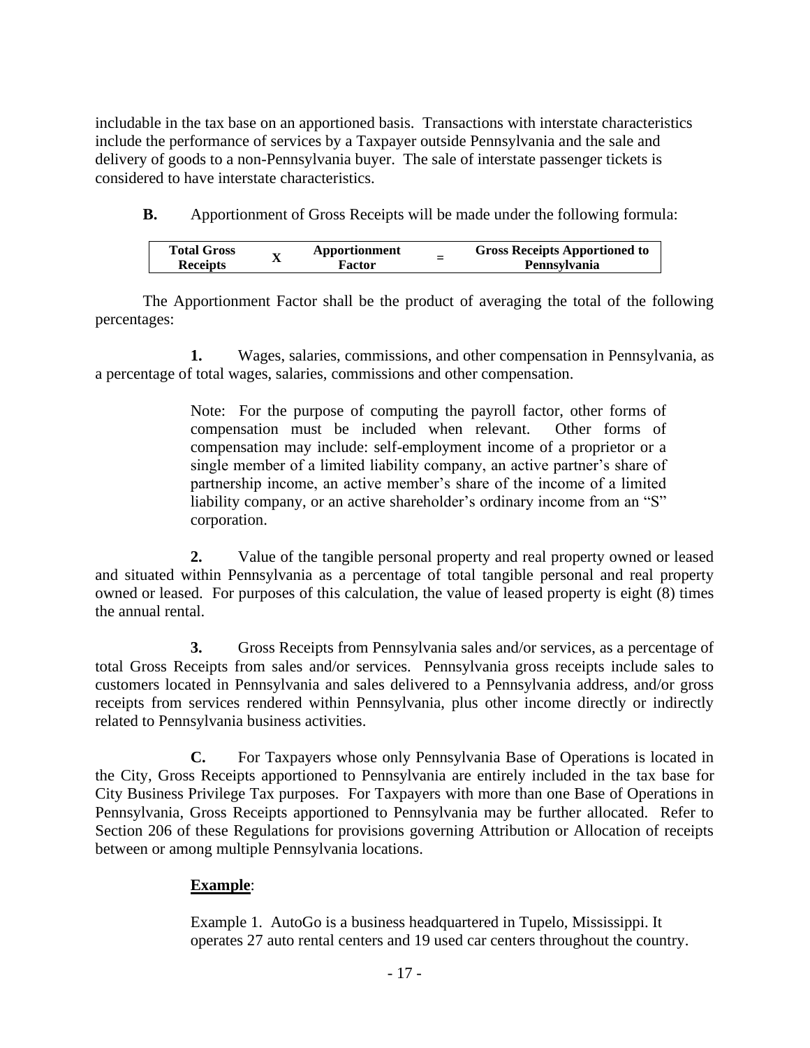includable in the tax base on an apportioned basis. Transactions with interstate characteristics include the performance of services by a Taxpayer outside Pennsylvania and the sale and delivery of goods to a non-Pennsylvania buyer. The sale of interstate passenger tickets is considered to have interstate characteristics.

**B.** Apportionment of Gross Receipts will be made under the following formula:

| **Total Gross Receipts** | **X** | **Apportionment Factor** | **=** | **Gross Receipts Apportioned to Pennsylvania** |
|---|---|---|---|---|

The Apportionment Factor shall be the product of averaging the total of the following percentages:

**1.** Wages, salaries, commissions, and other compensation in Pennsylvania, as a percentage of total wages, salaries, commissions and other compensation.

> Note: For the purpose of computing the payroll factor, other forms of compensation must be included when relevant. Other forms of compensation may include: self-employment income of a proprietor or a single member of a limited liability company, an active partner's share of partnership income, an active member's share of the income of a limited liability company, or an active shareholder's ordinary income from an "S" corporation.

**2.** Value of the tangible personal property and real property owned or leased and situated within Pennsylvania as a percentage of total tangible personal and real property owned or leased. For purposes of this calculation, the value of leased property is eight (8) times the annual rental.

**3.** Gross Receipts from Pennsylvania sales and/or services, as a percentage of total Gross Receipts from sales and/or services. Pennsylvania gross receipts include sales to customers located in Pennsylvania and sales delivered to a Pennsylvania address, and/or gross receipts from services rendered within Pennsylvania, plus other income directly or indirectly related to Pennsylvania business activities.

**C.** For Taxpayers whose only Pennsylvania Base of Operations is located in the City, Gross Receipts apportioned to Pennsylvania are entirely included in the tax base for City Business Privilege Tax purposes. For Taxpayers with more than one Base of Operations in Pennsylvania, Gross Receipts apportioned to Pennsylvania may be further allocated. Refer to Section 206 of these Regulations for provisions governing Attribution or Allocation of receipts between or among multiple Pennsylvania locations.

**Example**:

Example 1. AutoGo is a business headquartered in Tupelo, Mississippi. It operates 27 auto rental centers and 19 used car centers throughout the country.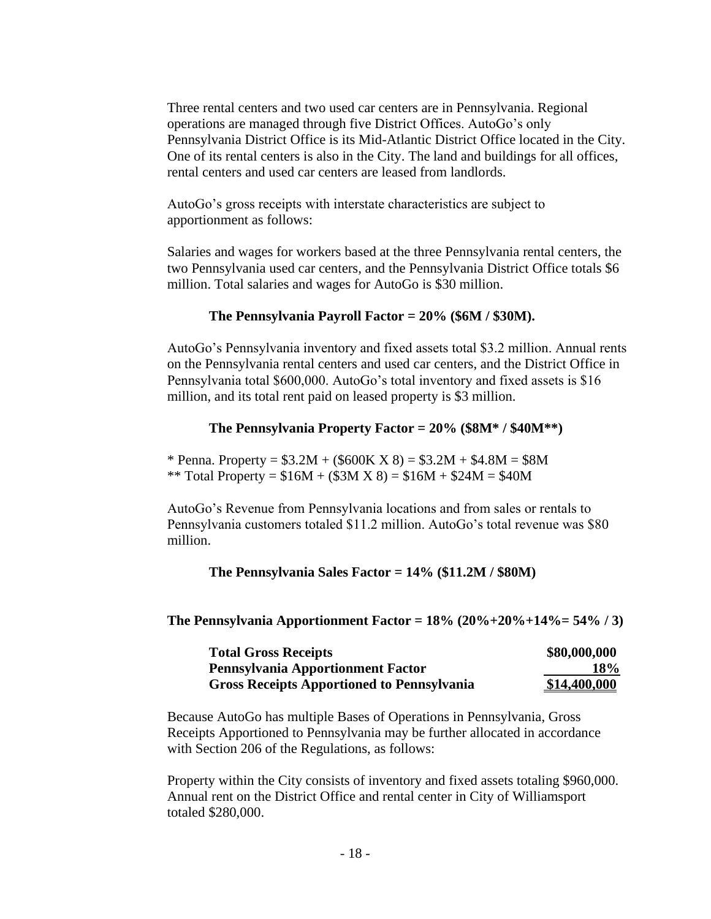Three rental centers and two used car centers are in Pennsylvania. Regional operations are managed through five District Offices. AutoGo's only Pennsylvania District Office is its Mid-Atlantic District Office located in the City. One of its rental centers is also in the City. The land and buildings for all offices, rental centers and used car centers are leased from landlords.

AutoGo's gross receipts with interstate characteristics are subject to apportionment as follows:

Salaries and wages for workers based at the three Pennsylvania rental centers, the two Pennsylvania used car centers, and the Pennsylvania District Office totals $6 million. Total salaries and wages for AutoGo is $30 million.

**The Pennsylvania Payroll Factor = 20% ($6M / $30M).**

AutoGo's Pennsylvania inventory and fixed assets total $3.2 million. Annual rents on the Pennsylvania rental centers and used car centers, and the District Office in Pennsylvania total $600,000. AutoGo's total inventory and fixed assets is $16 million, and its total rent paid on leased property is $3 million.

**The Pennsylvania Property Factor = 20% ($8M* / $40M**)**

\* Penna. Property = $3.2M + ($600K X 8) = $3.2M + $4.8M = $8M
\*\* Total Property = $16M + ($3M X 8) = $16M + $24M = $40M

AutoGo's Revenue from Pennsylvania locations and from sales or rentals to Pennsylvania customers totaled $11.2 million. AutoGo's total revenue was $80 million.

**The Pennsylvania Sales Factor = 14% ($11.2M / $80M)**

**The Pennsylvania Apportionment Factor = 18% (20%+20%+14%= 54% / 3)**

| | |
|---|---:|
| **Total Gross Receipts** | **$80,000,000** |
| **Pennsylvania Apportionment Factor** | **18%** |
| **Gross Receipts Apportioned to Pennsylvania** | **$14,400,000** |

Because AutoGo has multiple Bases of Operations in Pennsylvania, Gross Receipts Apportioned to Pennsylvania may be further allocated in accordance with Section 206 of the Regulations, as follows:

Property within the City consists of inventory and fixed assets totaling $960,000. Annual rent on the District Office and rental center in City of Williamsport totaled $280,000.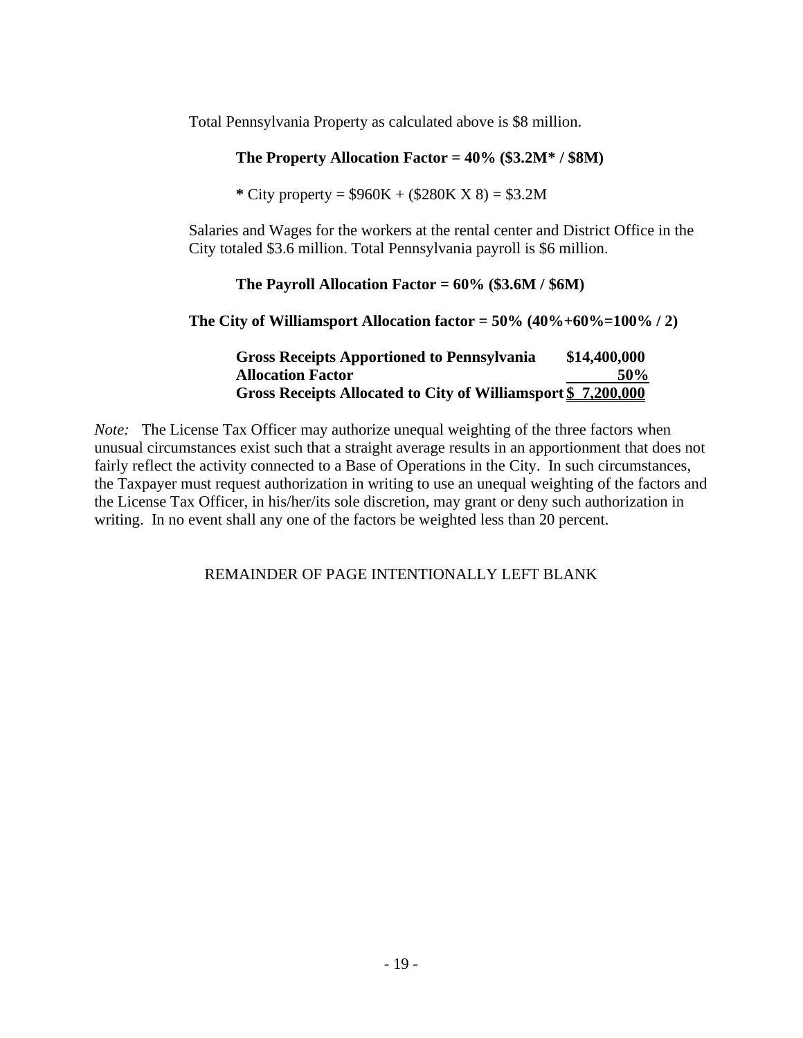Total Pennsylvania Property as calculated above is $8 million.

**The Property Allocation Factor = 40% ($3.2M* / $8M)**

**\*** City property = $960K + ($280K X 8) = $3.2M

Salaries and Wages for the workers at the rental center and District Office in the City totaled $3.6 million. Total Pennsylvania payroll is $6 million.

**The Payroll Allocation Factor = 60% ($3.6M / $6M)**

**The City of Williamsport Allocation factor = 50% (40%+60%=100% / 2)**

| | |
|---|---|
| **Gross Receipts Apportioned to Pennsylvania** | **$14,400,000** |
| **Allocation Factor** | **50%** |
| **Gross Receipts Allocated to City of Williamsport** | **$ 7,200,000** |

*Note:* The License Tax Officer may authorize unequal weighting of the three factors when unusual circumstances exist such that a straight average results in an apportionment that does not fairly reflect the activity connected to a Base of Operations in the City. In such circumstances, the Taxpayer must request authorization in writing to use an unequal weighting of the factors and the License Tax Officer, in his/her/its sole discretion, may grant or deny such authorization in writing. In no event shall any one of the factors be weighted less than 20 percent.

REMAINDER OF PAGE INTENTIONALLY LEFT BLANK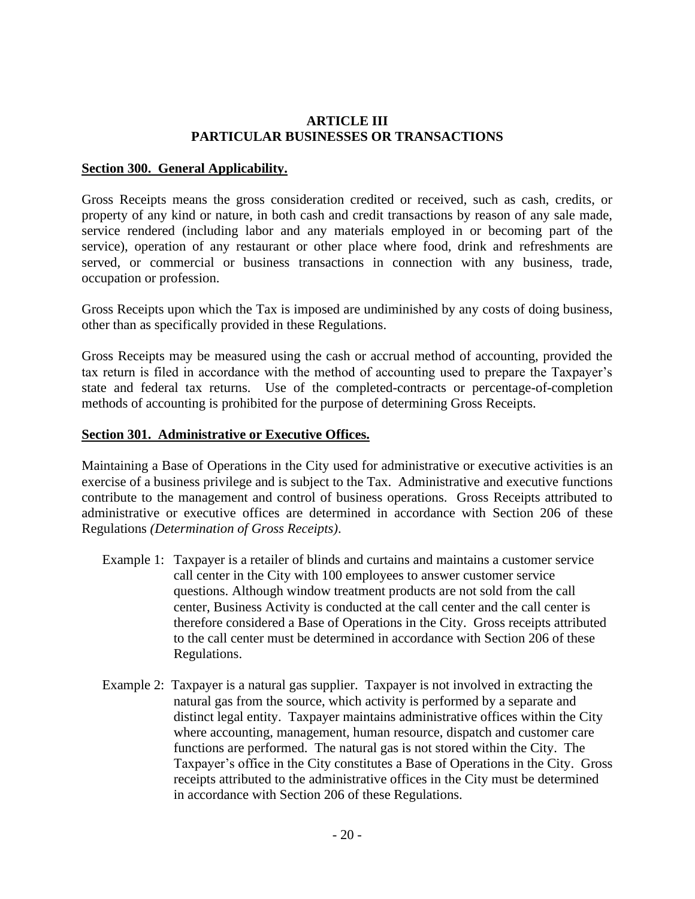# ARTICLE III
# PARTICULAR BUSINESSES OR TRANSACTIONS

## Section 300. General Applicability.

Gross Receipts means the gross consideration credited or received, such as cash, credits, or property of any kind or nature, in both cash and credit transactions by reason of any sale made, service rendered (including labor and any materials employed in or becoming part of the service), operation of any restaurant or other place where food, drink and refreshments are served, or commercial or business transactions in connection with any business, trade, occupation or profession.

Gross Receipts upon which the Tax is imposed are undiminished by any costs of doing business, other than as specifically provided in these Regulations.

Gross Receipts may be measured using the cash or accrual method of accounting, provided the tax return is filed in accordance with the method of accounting used to prepare the Taxpayer's state and federal tax returns. Use of the completed-contracts or percentage-of-completion methods of accounting is prohibited for the purpose of determining Gross Receipts.

## Section 301. Administrative or Executive Offices.

Maintaining a Base of Operations in the City used for administrative or executive activities is an exercise of a business privilege and is subject to the Tax. Administrative and executive functions contribute to the management and control of business operations. Gross Receipts attributed to administrative or executive offices are determined in accordance with Section 206 of these Regulations *(Determination of Gross Receipts)*.

Example 1: Taxpayer is a retailer of blinds and curtains and maintains a customer service call center in the City with 100 employees to answer customer service questions. Although window treatment products are not sold from the call center, Business Activity is conducted at the call center and the call center is therefore considered a Base of Operations in the City. Gross receipts attributed to the call center must be determined in accordance with Section 206 of these Regulations.

Example 2: Taxpayer is a natural gas supplier. Taxpayer is not involved in extracting the natural gas from the source, which activity is performed by a separate and distinct legal entity. Taxpayer maintains administrative offices within the City where accounting, management, human resource, dispatch and customer care functions are performed. The natural gas is not stored within the City. The Taxpayer's office in the City constitutes a Base of Operations in the City. Gross receipts attributed to the administrative offices in the City must be determined in accordance with Section 206 of these Regulations.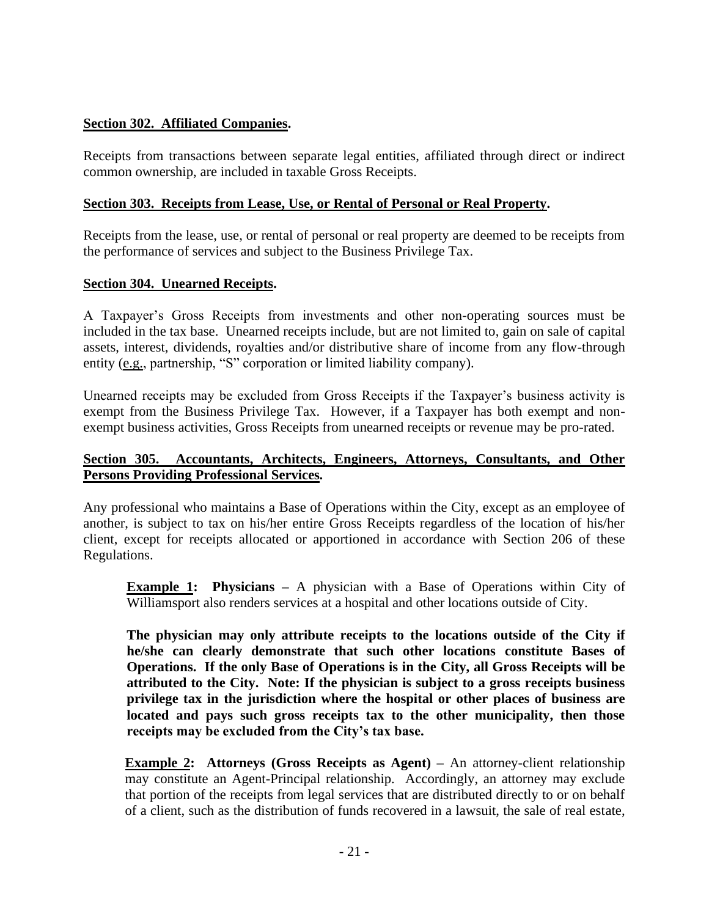**<u>Section 302. Affiliated Companies</u>.**

Receipts from transactions between separate legal entities, affiliated through direct or indirect common ownership, are included in taxable Gross Receipts.

**<u>Section 303. Receipts from Lease, Use, or Rental of Personal or Real Property</u>.**

Receipts from the lease, use, or rental of personal or real property are deemed to be receipts from the performance of services and subject to the Business Privilege Tax.

**<u>Section 304. Unearned Receipts</u>.**

A Taxpayer's Gross Receipts from investments and other non-operating sources must be included in the tax base. Unearned receipts include, but are not limited to, gain on sale of capital assets, interest, dividends, royalties and/or distributive share of income from any flow-through entity (<u>e.g.</u>, partnership, "S" corporation or limited liability company).

Unearned receipts may be excluded from Gross Receipts if the Taxpayer's business activity is exempt from the Business Privilege Tax. However, if a Taxpayer has both exempt and non-exempt business activities, Gross Receipts from unearned receipts or revenue may be pro-rated.

**<u>Section 305. Accountants, Architects, Engineers, Attorneys, Consultants, and Other Persons Providing Professional Services</u>.**

Any professional who maintains a Base of Operations within the City, except as an employee of another, is subject to tax on his/her entire Gross Receipts regardless of the location of his/her client, except for receipts allocated or apportioned in accordance with Section 206 of these Regulations.

> **<u>Example 1</u>: Physicians –** A physician with a Base of Operations within City of Williamsport also renders services at a hospital and other locations outside of City.
>
> **The physician may only attribute receipts to the locations outside of the City if he/she can clearly demonstrate that such other locations constitute Bases of Operations. If the only Base of Operations is in the City, all Gross Receipts will be attributed to the City. Note: If the physician is subject to a gross receipts business privilege tax in the jurisdiction where the hospital or other places of business are located and pays such gross receipts tax to the other municipality, then those receipts may be excluded from the City's tax base.**
>
> **<u>Example 2</u>: Attorneys (Gross Receipts as Agent) –** An attorney-client relationship may constitute an Agent-Principal relationship. Accordingly, an attorney may exclude that portion of the receipts from legal services that are distributed directly to or on behalf of a client, such as the distribution of funds recovered in a lawsuit, the sale of real estate,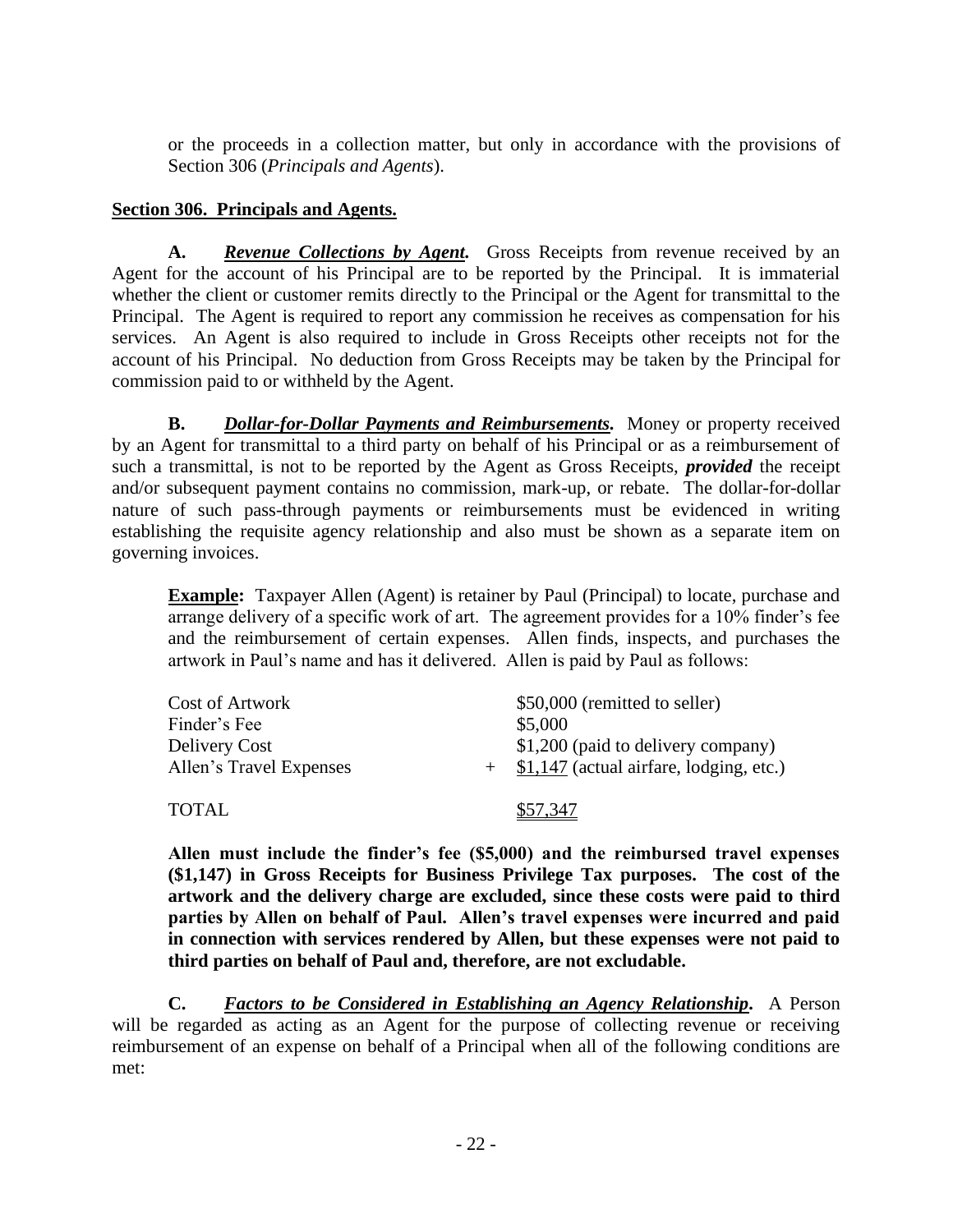or the proceeds in a collection matter, but only in accordance with the provisions of Section 306 (*Principals and Agents*).

**Section 306. Principals and Agents.**

**A.** ***Revenue Collections by Agent.*** Gross Receipts from revenue received by an Agent for the account of his Principal are to be reported by the Principal. It is immaterial whether the client or customer remits directly to the Principal or the Agent for transmittal to the Principal. The Agent is required to report any commission he receives as compensation for his services. An Agent is also required to include in Gross Receipts other receipts not for the account of his Principal. No deduction from Gross Receipts may be taken by the Principal for commission paid to or withheld by the Agent.

**B.** ***Dollar-for-Dollar Payments and Reimbursements.*** Money or property received by an Agent for transmittal to a third party on behalf of his Principal or as a reimbursement of such a transmittal, is not to be reported by the Agent as Gross Receipts, ***provided*** the receipt and/or subsequent payment contains no commission, mark-up, or rebate. The dollar-for-dollar nature of such pass-through payments or reimbursements must be evidenced in writing establishing the requisite agency relationship and also must be shown as a separate item on governing invoices.

**Example:** Taxpayer Allen (Agent) is retainer by Paul (Principal) to locate, purchase and arrange delivery of a specific work of art. The agreement provides for a 10% finder's fee and the reimbursement of certain expenses. Allen finds, inspects, and purchases the artwork in Paul's name and has it delivered. Allen is paid by Paul as follows:

| | | |
|---|---|---|
| Cost of Artwork | | $50,000 (remitted to seller) |
| Finder's Fee | | $5,000 |
| Delivery Cost | | $1,200 (paid to delivery company) |
| Allen's Travel Expenses | + | $1,147 (actual airfare, lodging, etc.) |
| TOTAL | | $57,347 |

**Allen must include the finder's fee ($5,000) and the reimbursed travel expenses ($1,147) in Gross Receipts for Business Privilege Tax purposes. The cost of the artwork and the delivery charge are excluded, since these costs were paid to third parties by Allen on behalf of Paul. Allen's travel expenses were incurred and paid in connection with services rendered by Allen, but these expenses were not paid to third parties on behalf of Paul and, therefore, are not excludable.**

**C.** ***Factors to be Considered in Establishing an Agency Relationship.*** A Person will be regarded as acting as an Agent for the purpose of collecting revenue or receiving reimbursement of an expense on behalf of a Principal when all of the following conditions are met: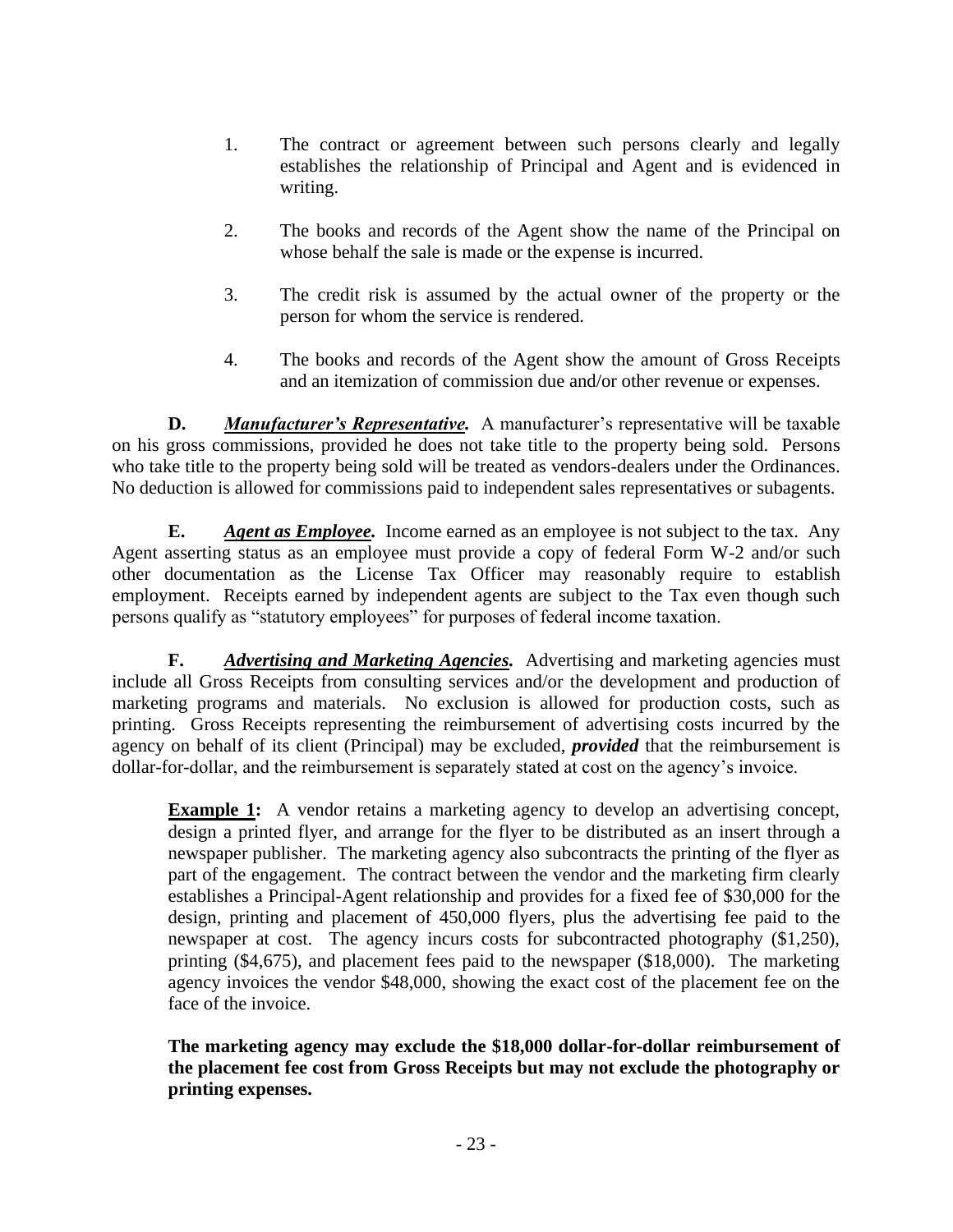1. The contract or agreement between such persons clearly and legally establishes the relationship of Principal and Agent and is evidenced in writing.

2. The books and records of the Agent show the name of the Principal on whose behalf the sale is made or the expense is incurred.

3. The credit risk is assumed by the actual owner of the property or the person for whom the service is rendered.

4. The books and records of the Agent show the amount of Gross Receipts and an itemization of commission due and/or other revenue or expenses.

**D.** ***Manufacturer's Representative.*** A manufacturer's representative will be taxable on his gross commissions, provided he does not take title to the property being sold. Persons who take title to the property being sold will be treated as vendors-dealers under the Ordinances. No deduction is allowed for commissions paid to independent sales representatives or subagents.

**E.** ***Agent as Employee.*** Income earned as an employee is not subject to the tax. Any Agent asserting status as an employee must provide a copy of federal Form W-2 and/or such other documentation as the License Tax Officer may reasonably require to establish employment. Receipts earned by independent agents are subject to the Tax even though such persons qualify as "statutory employees" for purposes of federal income taxation.

**F.** ***Advertising and Marketing Agencies.*** Advertising and marketing agencies must include all Gross Receipts from consulting services and/or the development and production of marketing programs and materials. No exclusion is allowed for production costs, such as printing. Gross Receipts representing the reimbursement of advertising costs incurred by the agency on behalf of its client (Principal) may be excluded, ***provided*** that the reimbursement is dollar-for-dollar, and the reimbursement is separately stated at cost on the agency's invoice.

> **Example 1:** A vendor retains a marketing agency to develop an advertising concept, design a printed flyer, and arrange for the flyer to be distributed as an insert through a newspaper publisher. The marketing agency also subcontracts the printing of the flyer as part of the engagement. The contract between the vendor and the marketing firm clearly establishes a Principal-Agent relationship and provides for a fixed fee of $30,000 for the design, printing and placement of 450,000 flyers, plus the advertising fee paid to the newspaper at cost. The agency incurs costs for subcontracted photography ($1,250), printing ($4,675), and placement fees paid to the newspaper ($18,000). The marketing agency invoices the vendor $48,000, showing the exact cost of the placement fee on the face of the invoice.
>
> **The marketing agency may exclude the $18,000 dollar-for-dollar reimbursement of the placement fee cost from Gross Receipts but may not exclude the photography or printing expenses.**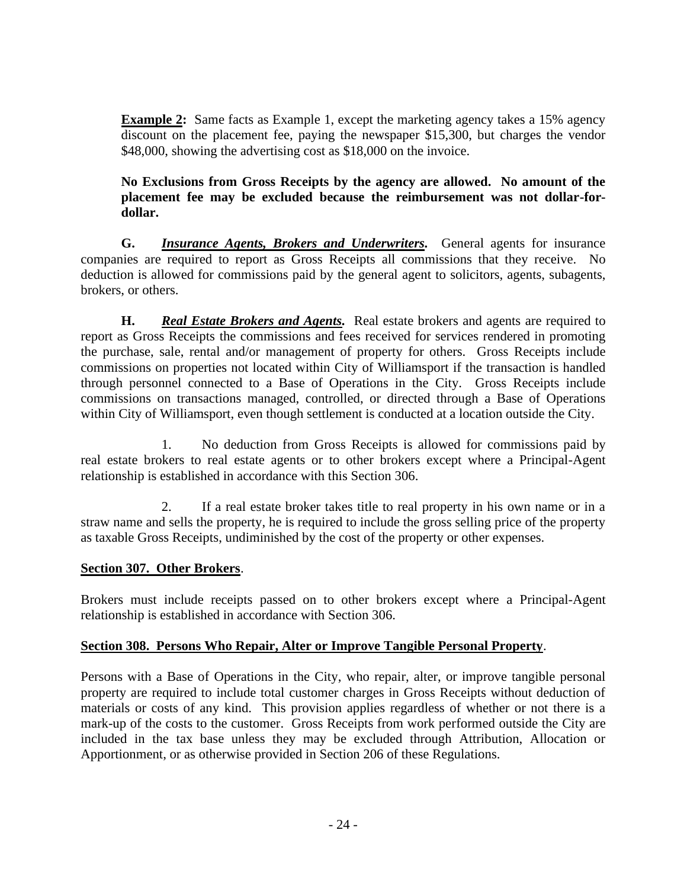**<u>Example 2</u>:** Same facts as Example 1, except the marketing agency takes a 15% agency discount on the placement fee, paying the newspaper $15,300, but charges the vendor $48,000, showing the advertising cost as $18,000 on the invoice.

**No Exclusions from Gross Receipts by the agency are allowed. No amount of the placement fee may be excluded because the reimbursement was not dollar-for-dollar.**

**G.** ***<u>Insurance Agents, Brokers and Underwriters</u>*.** General agents for insurance companies are required to report as Gross Receipts all commissions that they receive. No deduction is allowed for commissions paid by the general agent to solicitors, agents, subagents, brokers, or others.

**H.** ***<u>Real Estate Brokers and Agents</u>*.** Real estate brokers and agents are required to report as Gross Receipts the commissions and fees received for services rendered in promoting the purchase, sale, rental and/or management of property for others. Gross Receipts include commissions on properties not located within City of Williamsport if the transaction is handled through personnel connected to a Base of Operations in the City. Gross Receipts include commissions on transactions managed, controlled, or directed through a Base of Operations within City of Williamsport, even though settlement is conducted at a location outside the City.

1. No deduction from Gross Receipts is allowed for commissions paid by real estate brokers to real estate agents or to other brokers except where a Principal-Agent relationship is established in accordance with this Section 306.

2. If a real estate broker takes title to real property in his own name or in a straw name and sells the property, he is required to include the gross selling price of the property as taxable Gross Receipts, undiminished by the cost of the property or other expenses.

**<u>Section 307. Other Brokers</u>**.

Brokers must include receipts passed on to other brokers except where a Principal-Agent relationship is established in accordance with Section 306.

**<u>Section 308. Persons Who Repair, Alter or Improve Tangible Personal Property</u>**.

Persons with a Base of Operations in the City, who repair, alter, or improve tangible personal property are required to include total customer charges in Gross Receipts without deduction of materials or costs of any kind. This provision applies regardless of whether or not there is a mark-up of the costs to the customer. Gross Receipts from work performed outside the City are included in the tax base unless they may be excluded through Attribution, Allocation or Apportionment, or as otherwise provided in Section 206 of these Regulations.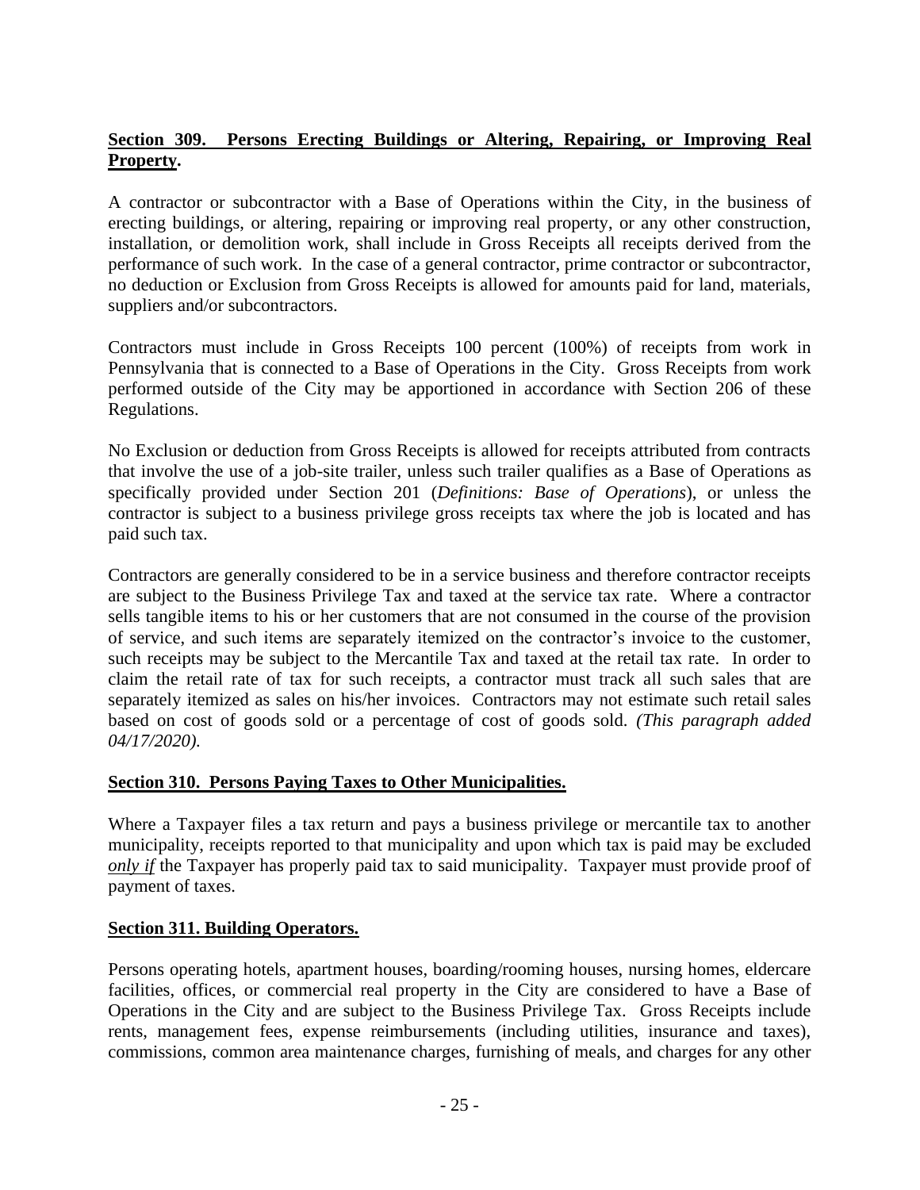## Section 309. Persons Erecting Buildings or Altering, Repairing, or Improving Real Property.

A contractor or subcontractor with a Base of Operations within the City, in the business of erecting buildings, or altering, repairing or improving real property, or any other construction, installation, or demolition work, shall include in Gross Receipts all receipts derived from the performance of such work. In the case of a general contractor, prime contractor or subcontractor, no deduction or Exclusion from Gross Receipts is allowed for amounts paid for land, materials, suppliers and/or subcontractors.

Contractors must include in Gross Receipts 100 percent (100%) of receipts from work in Pennsylvania that is connected to a Base of Operations in the City. Gross Receipts from work performed outside of the City may be apportioned in accordance with Section 206 of these Regulations.

No Exclusion or deduction from Gross Receipts is allowed for receipts attributed from contracts that involve the use of a job-site trailer, unless such trailer qualifies as a Base of Operations as specifically provided under Section 201 (*Definitions: Base of Operations*), or unless the contractor is subject to a business privilege gross receipts tax where the job is located and has paid such tax.

Contractors are generally considered to be in a service business and therefore contractor receipts are subject to the Business Privilege Tax and taxed at the service tax rate. Where a contractor sells tangible items to his or her customers that are not consumed in the course of the provision of service, and such items are separately itemized on the contractor's invoice to the customer, such receipts may be subject to the Mercantile Tax and taxed at the retail tax rate. In order to claim the retail rate of tax for such receipts, a contractor must track all such sales that are separately itemized as sales on his/her invoices. Contractors may not estimate such retail sales based on cost of goods sold or a percentage of cost of goods sold. *(This paragraph added 04/17/2020).*

## Section 310. Persons Paying Taxes to Other Municipalities.

Where a Taxpayer files a tax return and pays a business privilege or mercantile tax to another municipality, receipts reported to that municipality and upon which tax is paid may be excluded ***only if*** the Taxpayer has properly paid tax to said municipality. Taxpayer must provide proof of payment of taxes.

## Section 311. Building Operators.

Persons operating hotels, apartment houses, boarding/rooming houses, nursing homes, eldercare facilities, offices, or commercial real property in the City are considered to have a Base of Operations in the City and are subject to the Business Privilege Tax. Gross Receipts include rents, management fees, expense reimbursements (including utilities, insurance and taxes), commissions, common area maintenance charges, furnishing of meals, and charges for any other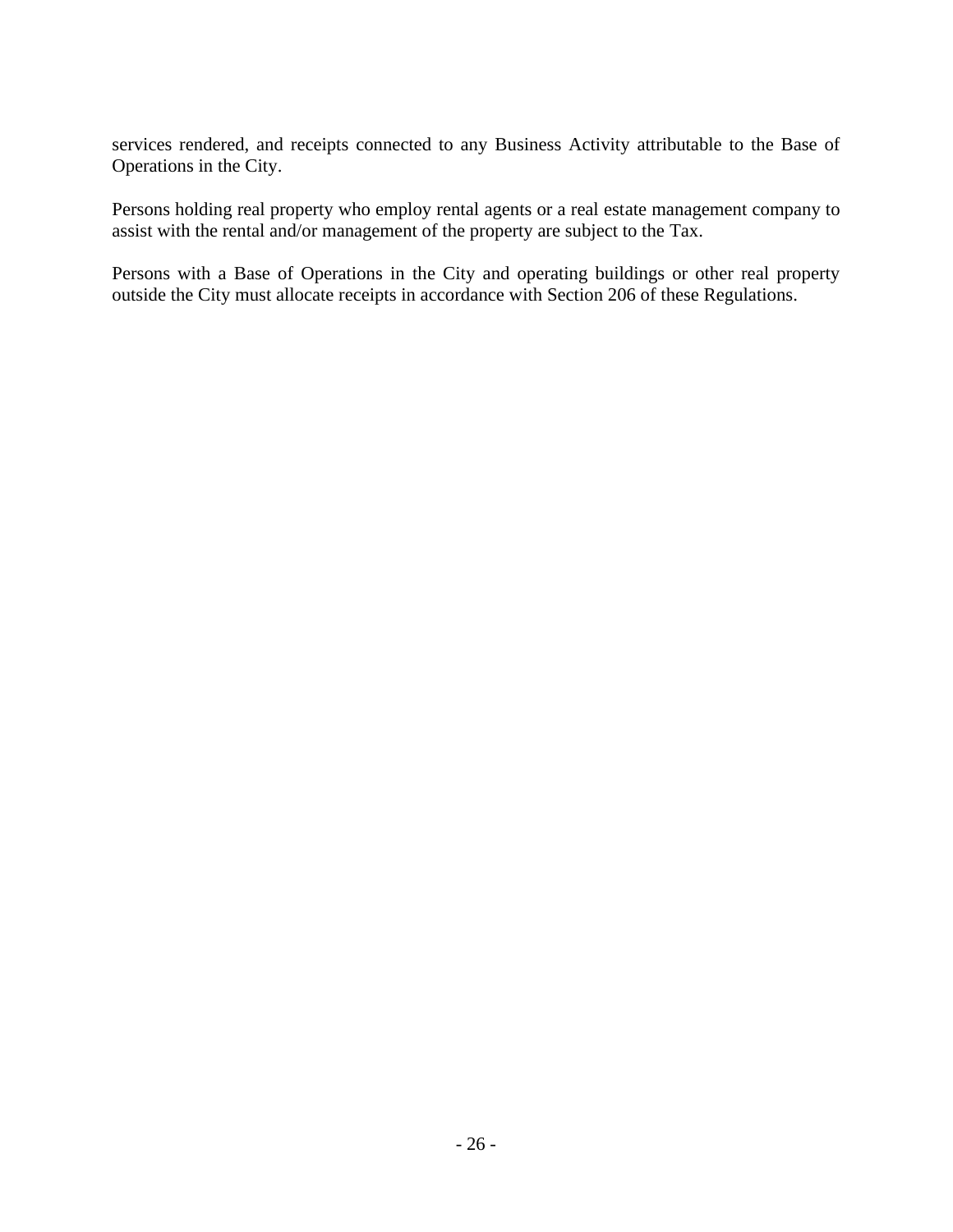services rendered, and receipts connected to any Business Activity attributable to the Base of Operations in the City.

Persons holding real property who employ rental agents or a real estate management company to assist with the rental and/or management of the property are subject to the Tax.

Persons with a Base of Operations in the City and operating buildings or other real property outside the City must allocate receipts in accordance with Section 206 of these Regulations.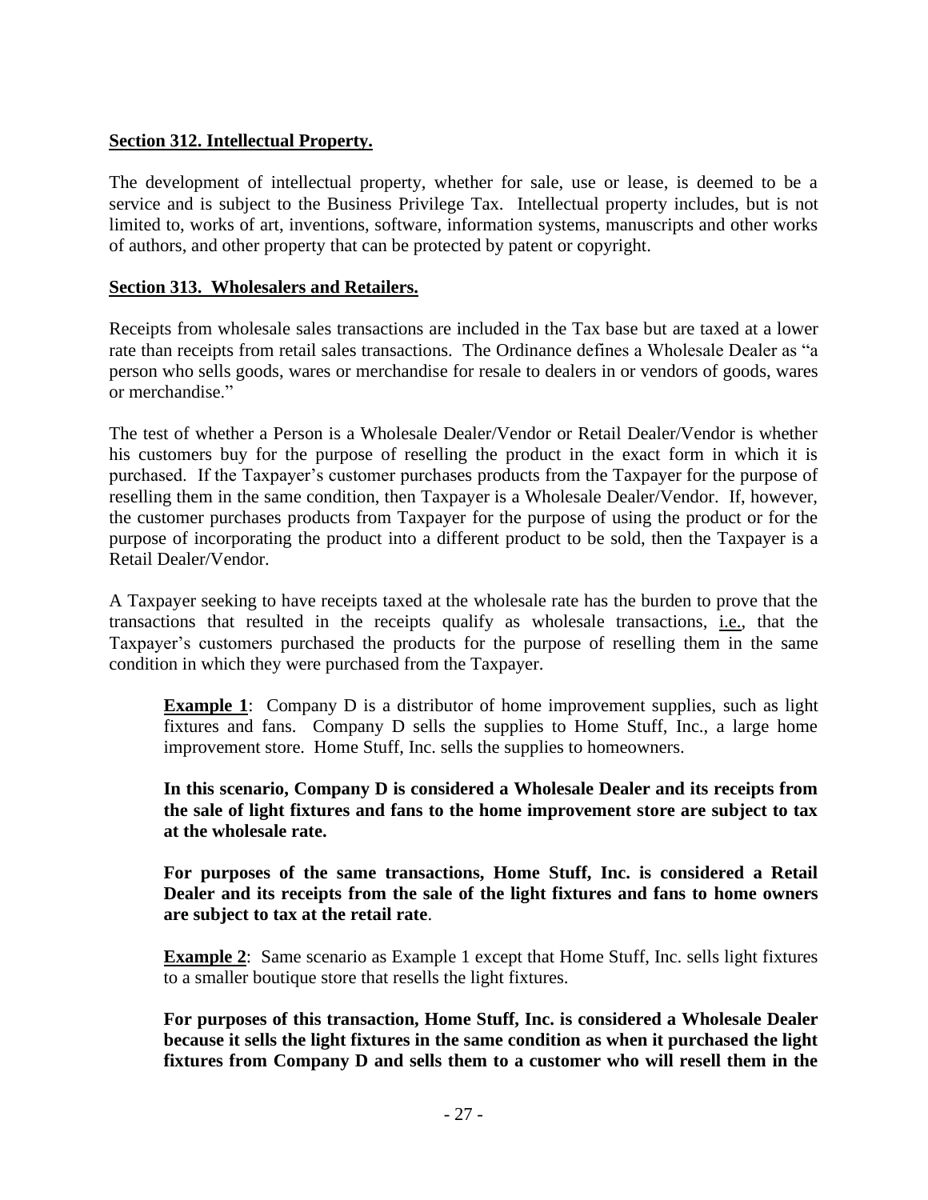**Section 312. Intellectual Property.**

The development of intellectual property, whether for sale, use or lease, is deemed to be a service and is subject to the Business Privilege Tax. Intellectual property includes, but is not limited to, works of art, inventions, software, information systems, manuscripts and other works of authors, and other property that can be protected by patent or copyright.

**Section 313. Wholesalers and Retailers.**

Receipts from wholesale sales transactions are included in the Tax base but are taxed at a lower rate than receipts from retail sales transactions. The Ordinance defines a Wholesale Dealer as "a person who sells goods, wares or merchandise for resale to dealers in or vendors of goods, wares or merchandise."

The test of whether a Person is a Wholesale Dealer/Vendor or Retail Dealer/Vendor is whether his customers buy for the purpose of reselling the product in the exact form in which it is purchased. If the Taxpayer's customer purchases products from the Taxpayer for the purpose of reselling them in the same condition, then Taxpayer is a Wholesale Dealer/Vendor. If, however, the customer purchases products from Taxpayer for the purpose of using the product or for the purpose of incorporating the product into a different product to be sold, then the Taxpayer is a Retail Dealer/Vendor.

A Taxpayer seeking to have receipts taxed at the wholesale rate has the burden to prove that the transactions that resulted in the receipts qualify as wholesale transactions, i.e., that the Taxpayer's customers purchased the products for the purpose of reselling them in the same condition in which they were purchased from the Taxpayer.

> **Example 1**: Company D is a distributor of home improvement supplies, such as light fixtures and fans. Company D sells the supplies to Home Stuff, Inc., a large home improvement store. Home Stuff, Inc. sells the supplies to homeowners.
>
> **In this scenario, Company D is considered a Wholesale Dealer and its receipts from the sale of light fixtures and fans to the home improvement store are subject to tax at the wholesale rate.**
>
> **For purposes of the same transactions, Home Stuff, Inc. is considered a Retail Dealer and its receipts from the sale of the light fixtures and fans to home owners are subject to tax at the retail rate**.
>
> **Example 2**: Same scenario as Example 1 except that Home Stuff, Inc. sells light fixtures to a smaller boutique store that resells the light fixtures.
>
> **For purposes of this transaction, Home Stuff, Inc. is considered a Wholesale Dealer because it sells the light fixtures in the same condition as when it purchased the light fixtures from Company D and sells them to a customer who will resell them in the**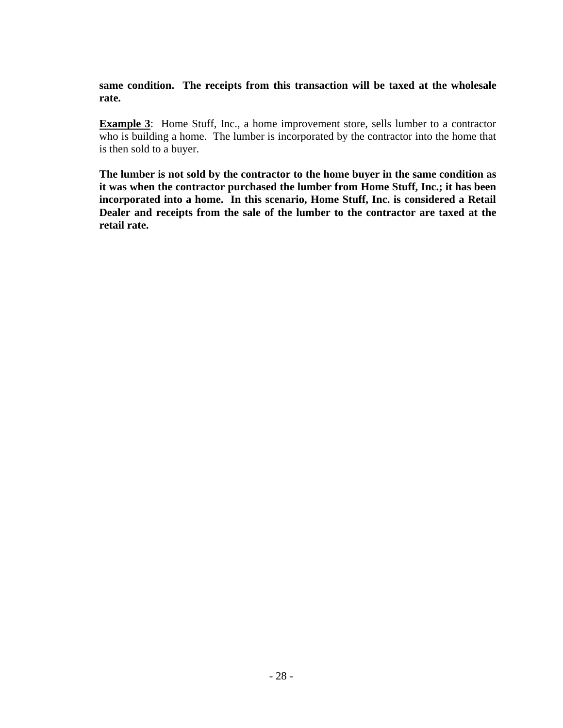**same condition. The receipts from this transaction will be taxed at the wholesale rate.**

<u>**Example 3**</u>: Home Stuff, Inc., a home improvement store, sells lumber to a contractor who is building a home. The lumber is incorporated by the contractor into the home that is then sold to a buyer.

**The lumber is not sold by the contractor to the home buyer in the same condition as it was when the contractor purchased the lumber from Home Stuff, Inc.; it has been incorporated into a home. In this scenario, Home Stuff, Inc. is considered a Retail Dealer and receipts from the sale of the lumber to the contractor are taxed at the retail rate.**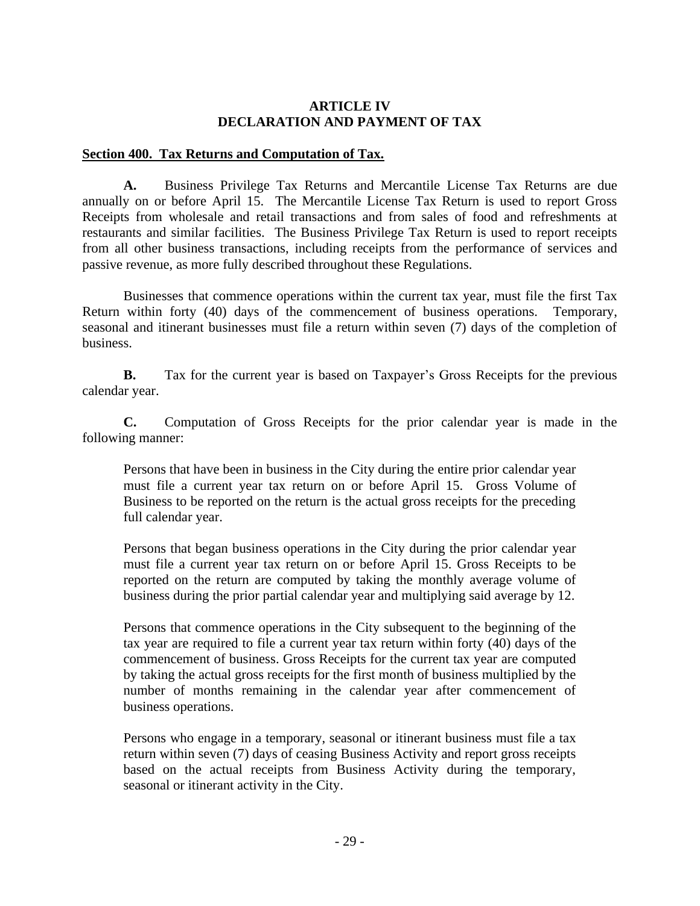# ARTICLE IV
# DECLARATION AND PAYMENT OF TAX

## Section 400. Tax Returns and Computation of Tax.

**A.** Business Privilege Tax Returns and Mercantile License Tax Returns are due annually on or before April 15. The Mercantile License Tax Return is used to report Gross Receipts from wholesale and retail transactions and from sales of food and refreshments at restaurants and similar facilities. The Business Privilege Tax Return is used to report receipts from all other business transactions, including receipts from the performance of services and passive revenue, as more fully described throughout these Regulations.

Businesses that commence operations within the current tax year, must file the first Tax Return within forty (40) days of the commencement of business operations. Temporary, seasonal and itinerant businesses must file a return within seven (7) days of the completion of business.

**B.** Tax for the current year is based on Taxpayer's Gross Receipts for the previous calendar year.

**C.** Computation of Gross Receipts for the prior calendar year is made in the following manner:

> Persons that have been in business in the City during the entire prior calendar year must file a current year tax return on or before April 15. Gross Volume of Business to be reported on the return is the actual gross receipts for the preceding full calendar year.
>
> Persons that began business operations in the City during the prior calendar year must file a current year tax return on or before April 15. Gross Receipts to be reported on the return are computed by taking the monthly average volume of business during the prior partial calendar year and multiplying said average by 12.
>
> Persons that commence operations in the City subsequent to the beginning of the tax year are required to file a current year tax return within forty (40) days of the commencement of business. Gross Receipts for the current tax year are computed by taking the actual gross receipts for the first month of business multiplied by the number of months remaining in the calendar year after commencement of business operations.
>
> Persons who engage in a temporary, seasonal or itinerant business must file a tax return within seven (7) days of ceasing Business Activity and report gross receipts based on the actual receipts from Business Activity during the temporary, seasonal or itinerant activity in the City.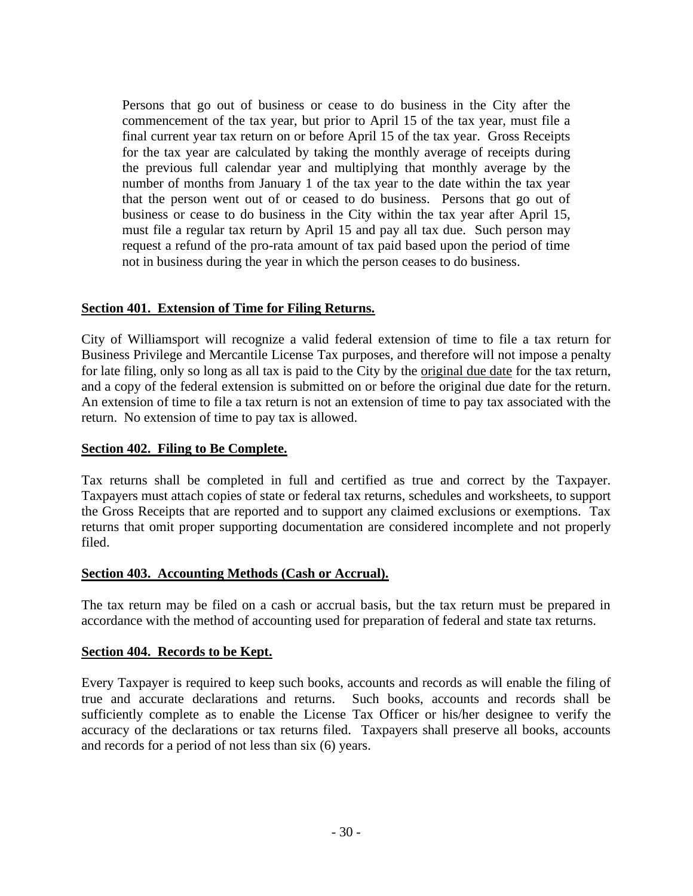Persons that go out of business or cease to do business in the City after the commencement of the tax year, but prior to April 15 of the tax year, must file a final current year tax return on or before April 15 of the tax year. Gross Receipts for the tax year are calculated by taking the monthly average of receipts during the previous full calendar year and multiplying that monthly average by the number of months from January 1 of the tax year to the date within the tax year that the person went out of or ceased to do business. Persons that go out of business or cease to do business in the City within the tax year after April 15, must file a regular tax return by April 15 and pay all tax due. Such person may request a refund of the pro-rata amount of tax paid based upon the period of time not in business during the year in which the person ceases to do business.

**Section 401. Extension of Time for Filing Returns.**

City of Williamsport will recognize a valid federal extension of time to file a tax return for Business Privilege and Mercantile License Tax purposes, and therefore will not impose a penalty for late filing, only so long as all tax is paid to the City by the original due date for the tax return, and a copy of the federal extension is submitted on or before the original due date for the return. An extension of time to file a tax return is not an extension of time to pay tax associated with the return. No extension of time to pay tax is allowed.

**Section 402. Filing to Be Complete.**

Tax returns shall be completed in full and certified as true and correct by the Taxpayer. Taxpayers must attach copies of state or federal tax returns, schedules and worksheets, to support the Gross Receipts that are reported and to support any claimed exclusions or exemptions. Tax returns that omit proper supporting documentation are considered incomplete and not properly filed.

**Section 403. Accounting Methods (Cash or Accrual).**

The tax return may be filed on a cash or accrual basis, but the tax return must be prepared in accordance with the method of accounting used for preparation of federal and state tax returns.

**Section 404. Records to be Kept.**

Every Taxpayer is required to keep such books, accounts and records as will enable the filing of true and accurate declarations and returns. Such books, accounts and records shall be sufficiently complete as to enable the License Tax Officer or his/her designee to verify the accuracy of the declarations or tax returns filed. Taxpayers shall preserve all books, accounts and records for a period of not less than six (6) years.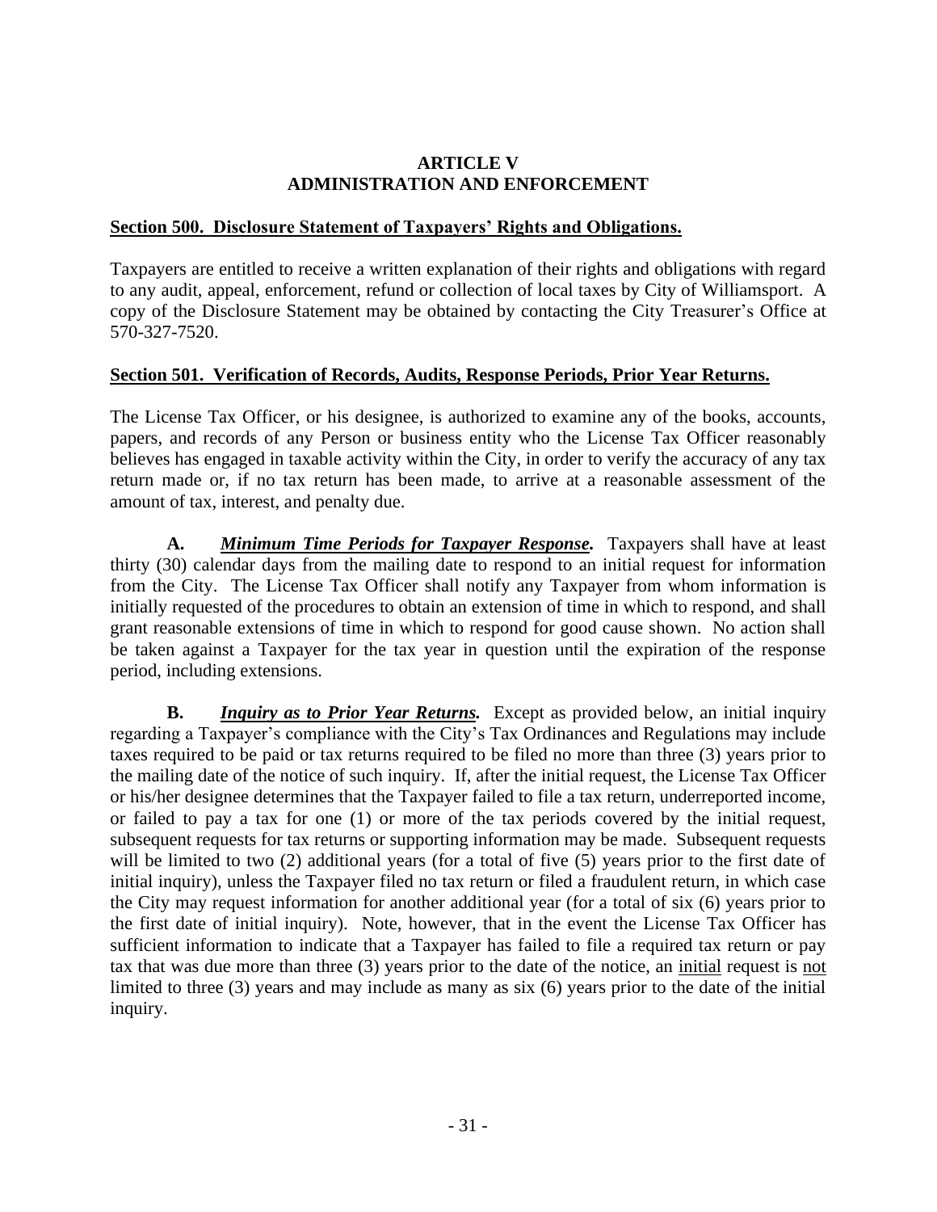# ARTICLE V
# ADMINISTRATION AND ENFORCEMENT

## Section 500. Disclosure Statement of Taxpayers' Rights and Obligations.

Taxpayers are entitled to receive a written explanation of their rights and obligations with regard to any audit, appeal, enforcement, refund or collection of local taxes by City of Williamsport. A copy of the Disclosure Statement may be obtained by contacting the City Treasurer's Office at 570-327-7520.

## Section 501. Verification of Records, Audits, Response Periods, Prior Year Returns.

The License Tax Officer, or his designee, is authorized to examine any of the books, accounts, papers, and records of any Person or business entity who the License Tax Officer reasonably believes has engaged in taxable activity within the City, in order to verify the accuracy of any tax return made or, if no tax return has been made, to arrive at a reasonable assessment of the amount of tax, interest, and penalty due.

**A.** ***Minimum Time Periods for Taxpayer Response.*** Taxpayers shall have at least thirty (30) calendar days from the mailing date to respond to an initial request for information from the City. The License Tax Officer shall notify any Taxpayer from whom information is initially requested of the procedures to obtain an extension of time in which to respond, and shall grant reasonable extensions of time in which to respond for good cause shown. No action shall be taken against a Taxpayer for the tax year in question until the expiration of the response period, including extensions.

**B.** ***Inquiry as to Prior Year Returns.*** Except as provided below, an initial inquiry regarding a Taxpayer's compliance with the City's Tax Ordinances and Regulations may include taxes required to be paid or tax returns required to be filed no more than three (3) years prior to the mailing date of the notice of such inquiry. If, after the initial request, the License Tax Officer or his/her designee determines that the Taxpayer failed to file a tax return, underreported income, or failed to pay a tax for one (1) or more of the tax periods covered by the initial request, subsequent requests for tax returns or supporting information may be made. Subsequent requests will be limited to two (2) additional years (for a total of five (5) years prior to the first date of initial inquiry), unless the Taxpayer filed no tax return or filed a fraudulent return, in which case the City may request information for another additional year (for a total of six (6) years prior to the first date of initial inquiry). Note, however, that in the event the License Tax Officer has sufficient information to indicate that a Taxpayer has failed to file a required tax return or pay tax that was due more than three (3) years prior to the date of the notice, an initial request is not limited to three (3) years and may include as many as six (6) years prior to the date of the initial inquiry.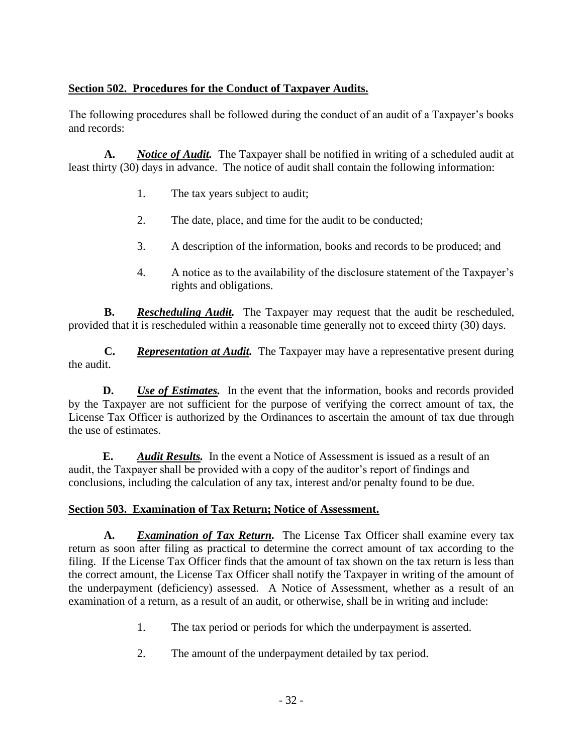**Section 502. Procedures for the Conduct of Taxpayer Audits.**

The following procedures shall be followed during the conduct of an audit of a Taxpayer's books and records:

**A.** ***Notice of Audit.*** The Taxpayer shall be notified in writing of a scheduled audit at least thirty (30) days in advance. The notice of audit shall contain the following information:

1. The tax years subject to audit;
2. The date, place, and time for the audit to be conducted;
3. A description of the information, books and records to be produced; and
4. A notice as to the availability of the disclosure statement of the Taxpayer's rights and obligations.

**B.** ***Rescheduling Audit.*** The Taxpayer may request that the audit be rescheduled, provided that it is rescheduled within a reasonable time generally not to exceed thirty (30) days.

**C.** ***Representation at Audit.*** The Taxpayer may have a representative present during the audit.

**D.** ***Use of Estimates.*** In the event that the information, books and records provided by the Taxpayer are not sufficient for the purpose of verifying the correct amount of tax, the License Tax Officer is authorized by the Ordinances to ascertain the amount of tax due through the use of estimates.

**E.** ***Audit Results.*** In the event a Notice of Assessment is issued as a result of an audit, the Taxpayer shall be provided with a copy of the auditor's report of findings and conclusions, including the calculation of any tax, interest and/or penalty found to be due.

**Section 503. Examination of Tax Return; Notice of Assessment.**

**A.** ***Examination of Tax Return.*** The License Tax Officer shall examine every tax return as soon after filing as practical to determine the correct amount of tax according to the filing. If the License Tax Officer finds that the amount of tax shown on the tax return is less than the correct amount, the License Tax Officer shall notify the Taxpayer in writing of the amount of the underpayment (deficiency) assessed. A Notice of Assessment, whether as a result of an examination of a return, as a result of an audit, or otherwise, shall be in writing and include:

1. The tax period or periods for which the underpayment is asserted.
2. The amount of the underpayment detailed by tax period.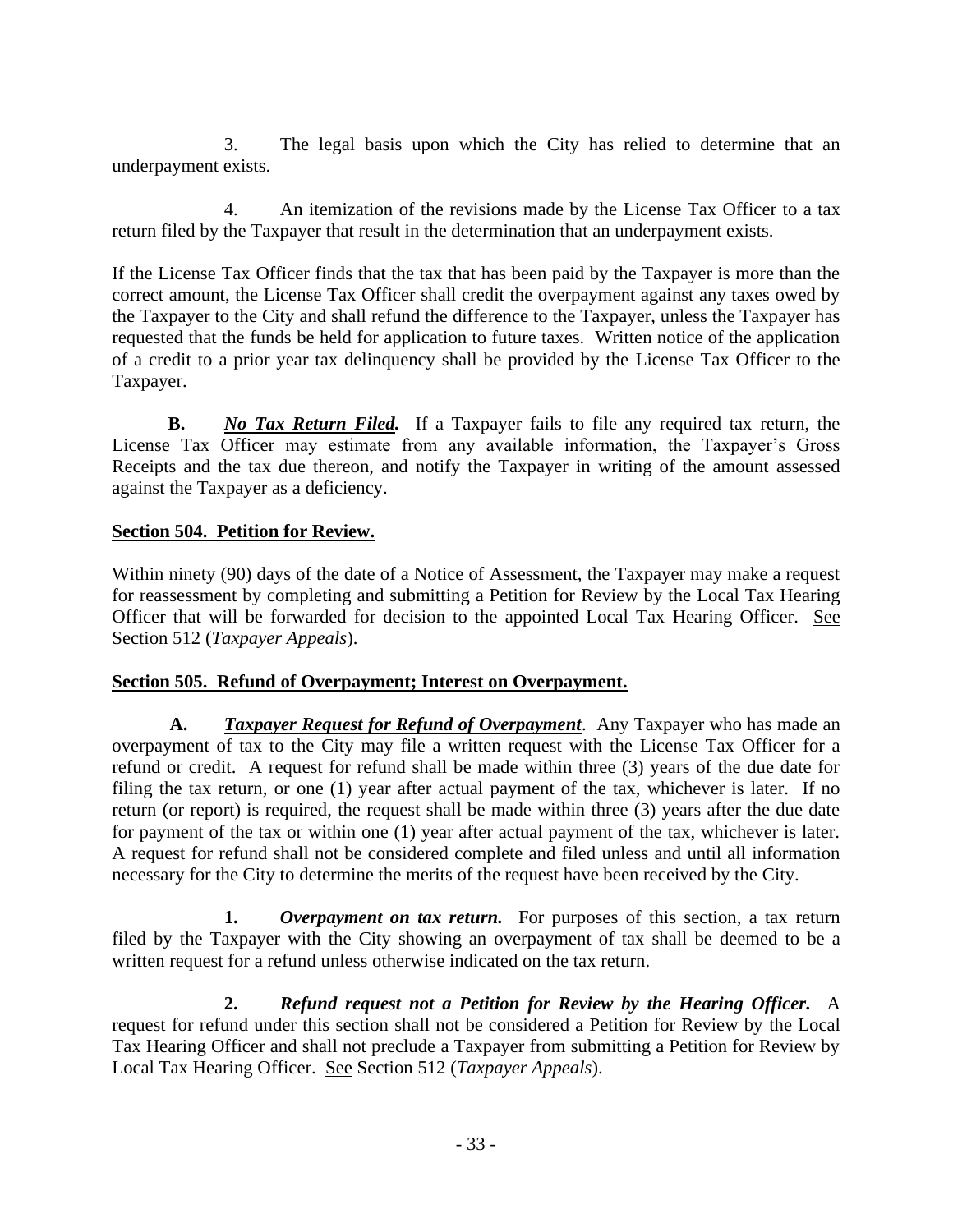3. The legal basis upon which the City has relied to determine that an underpayment exists.

4. An itemization of the revisions made by the License Tax Officer to a tax return filed by the Taxpayer that result in the determination that an underpayment exists.

If the License Tax Officer finds that the tax that has been paid by the Taxpayer is more than the correct amount, the License Tax Officer shall credit the overpayment against any taxes owed by the Taxpayer to the City and shall refund the difference to the Taxpayer, unless the Taxpayer has requested that the funds be held for application to future taxes. Written notice of the application of a credit to a prior year tax delinquency shall be provided by the License Tax Officer to the Taxpayer.

**B.** ***No Tax Return Filed.*** If a Taxpayer fails to file any required tax return, the License Tax Officer may estimate from any available information, the Taxpayer's Gross Receipts and the tax due thereon, and notify the Taxpayer in writing of the amount assessed against the Taxpayer as a deficiency.

## Section 504. Petition for Review.

Within ninety (90) days of the date of a Notice of Assessment, the Taxpayer may make a request for reassessment by completing and submitting a Petition for Review by the Local Tax Hearing Officer that will be forwarded for decision to the appointed Local Tax Hearing Officer. See Section 512 (*Taxpayer Appeals*).

## Section 505. Refund of Overpayment; Interest on Overpayment.

**A.** ***Taxpayer Request for Refund of Overpayment***. Any Taxpayer who has made an overpayment of tax to the City may file a written request with the License Tax Officer for a refund or credit. A request for refund shall be made within three (3) years of the due date for filing the tax return, or one (1) year after actual payment of the tax, whichever is later. If no return (or report) is required, the request shall be made within three (3) years after the due date for payment of the tax or within one (1) year after actual payment of the tax, whichever is later. A request for refund shall not be considered complete and filed unless and until all information necessary for the City to determine the merits of the request have been received by the City.

**1.** ***Overpayment on tax return.*** For purposes of this section, a tax return filed by the Taxpayer with the City showing an overpayment of tax shall be deemed to be a written request for a refund unless otherwise indicated on the tax return.

**2.** ***Refund request not a Petition for Review by the Hearing Officer.*** A request for refund under this section shall not be considered a Petition for Review by the Local Tax Hearing Officer and shall not preclude a Taxpayer from submitting a Petition for Review by Local Tax Hearing Officer. See Section 512 (*Taxpayer Appeals*).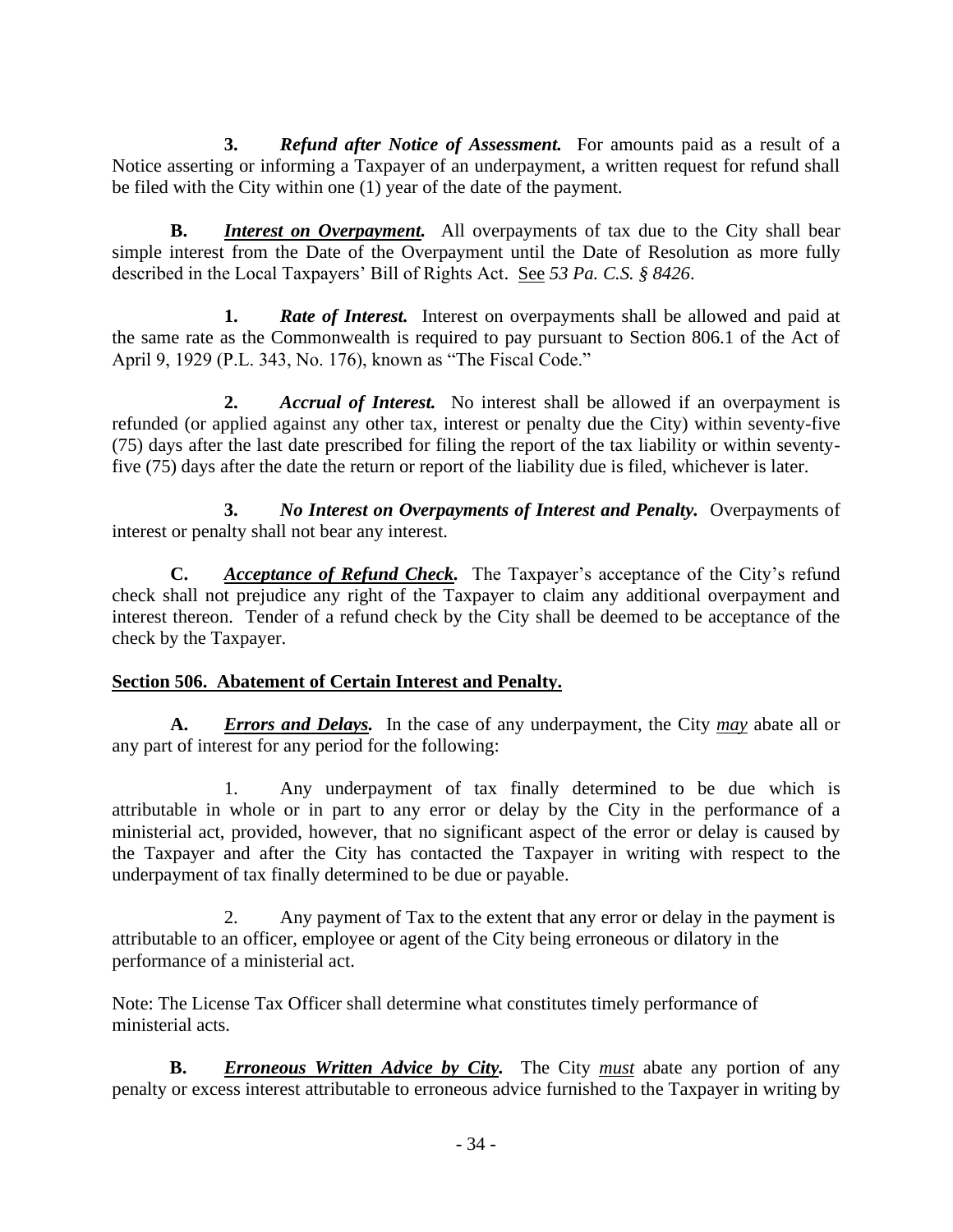**3.** ***Refund after Notice of Assessment.*** For amounts paid as a result of a Notice asserting or informing a Taxpayer of an underpayment, a written request for refund shall be filed with the City within one (1) year of the date of the payment.

**B.** ***Interest on Overpayment.*** All overpayments of tax due to the City shall bear simple interest from the Date of the Overpayment until the Date of Resolution as more fully described in the Local Taxpayers' Bill of Rights Act. See *53 Pa. C.S. § 8426*.

**1.** ***Rate of Interest.*** Interest on overpayments shall be allowed and paid at the same rate as the Commonwealth is required to pay pursuant to Section 806.1 of the Act of April 9, 1929 (P.L. 343, No. 176), known as "The Fiscal Code."

**2.** ***Accrual of Interest.*** No interest shall be allowed if an overpayment is refunded (or applied against any other tax, interest or penalty due the City) within seventy-five (75) days after the last date prescribed for filing the report of the tax liability or within seventy-five (75) days after the date the return or report of the liability due is filed, whichever is later.

**3.** ***No Interest on Overpayments of Interest and Penalty.*** Overpayments of interest or penalty shall not bear any interest.

**C.** ***Acceptance of Refund Check.*** The Taxpayer's acceptance of the City's refund check shall not prejudice any right of the Taxpayer to claim any additional overpayment and interest thereon. Tender of a refund check by the City shall be deemed to be acceptance of the check by the Taxpayer.

**Section 506. Abatement of Certain Interest and Penalty.**

**A.** ***Errors and Delays.*** In the case of any underpayment, the City ***may*** abate all or any part of interest for any period for the following:

1. Any underpayment of tax finally determined to be due which is attributable in whole or in part to any error or delay by the City in the performance of a ministerial act, provided, however, that no significant aspect of the error or delay is caused by the Taxpayer and after the City has contacted the Taxpayer in writing with respect to the underpayment of tax finally determined to be due or payable.

2. Any payment of Tax to the extent that any error or delay in the payment is attributable to an officer, employee or agent of the City being erroneous or dilatory in the performance of a ministerial act.

Note: The License Tax Officer shall determine what constitutes timely performance of ministerial acts.

**B.** ***Erroneous Written Advice by City.*** The City ***must*** abate any portion of any penalty or excess interest attributable to erroneous advice furnished to the Taxpayer in writing by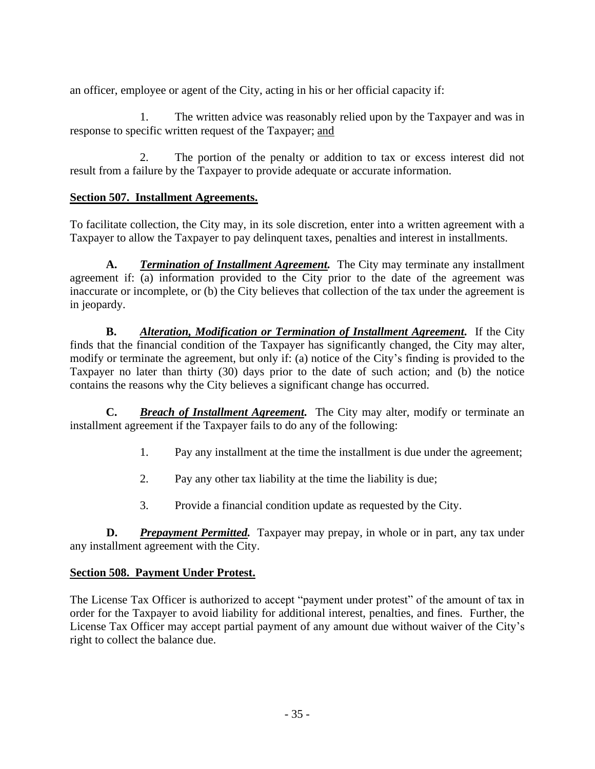an officer, employee or agent of the City, acting in his or her official capacity if:

1. The written advice was reasonably relied upon by the Taxpayer and was in response to specific written request of the Taxpayer; <u>and</u>

2. The portion of the penalty or addition to tax or excess interest did not result from a failure by the Taxpayer to provide adequate or accurate information.

<u>**Section 507. Installment Agreements.**</u>

To facilitate collection, the City may, in its sole discretion, enter into a written agreement with a Taxpayer to allow the Taxpayer to pay delinquent taxes, penalties and interest in installments.

**A.** ***<u>Termination of Installment Agreement</u>.*** The City may terminate any installment agreement if: (a) information provided to the City prior to the date of the agreement was inaccurate or incomplete, or (b) the City believes that collection of the tax under the agreement is in jeopardy.

**B.** ***<u>Alteration, Modification or Termination of Installment Agreement</u>.*** If the City finds that the financial condition of the Taxpayer has significantly changed, the City may alter, modify or terminate the agreement, but only if: (a) notice of the City's finding is provided to the Taxpayer no later than thirty (30) days prior to the date of such action; and (b) the notice contains the reasons why the City believes a significant change has occurred.

**C.** ***<u>Breach of Installment Agreement</u>.*** The City may alter, modify or terminate an installment agreement if the Taxpayer fails to do any of the following:

1. Pay any installment at the time the installment is due under the agreement;

2. Pay any other tax liability at the time the liability is due;

3. Provide a financial condition update as requested by the City.

**D.** ***<u>Prepayment Permitted</u>.*** Taxpayer may prepay, in whole or in part, any tax under any installment agreement with the City.

<u>**Section 508. Payment Under Protest.**</u>

The License Tax Officer is authorized to accept "payment under protest" of the amount of tax in order for the Taxpayer to avoid liability for additional interest, penalties, and fines. Further, the License Tax Officer may accept partial payment of any amount due without waiver of the City's right to collect the balance due.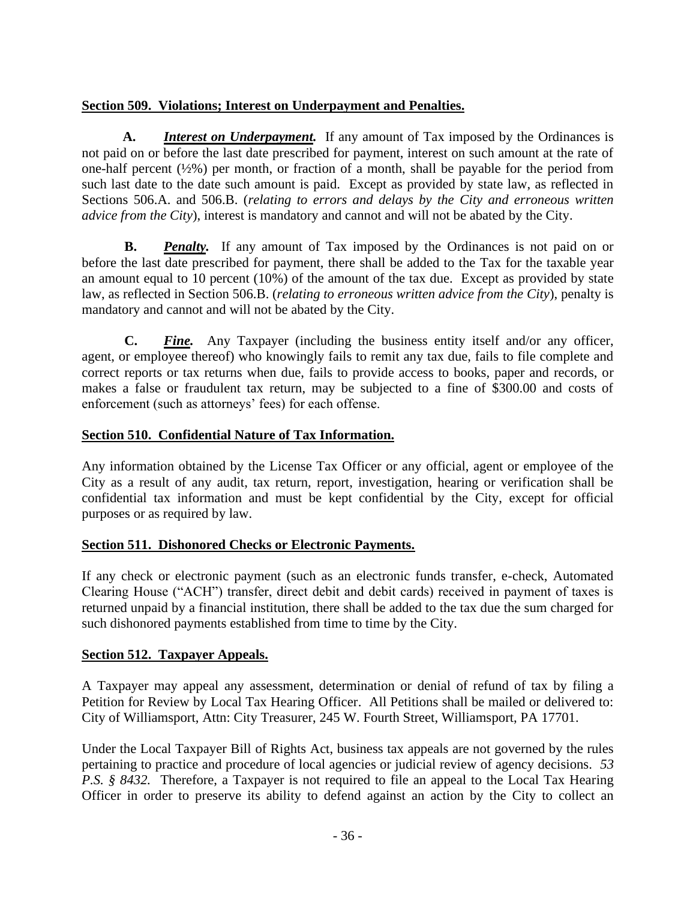## **Section 509. Violations; Interest on Underpayment and Penalties.**

**A.** ***Interest on Underpayment.*** If any amount of Tax imposed by the Ordinances is not paid on or before the last date prescribed for payment, interest on such amount at the rate of one-half percent (½%) per month, or fraction of a month, shall be payable for the period from such last date to the date such amount is paid. Except as provided by state law, as reflected in Sections 506.A. and 506.B. (*relating to errors and delays by the City and erroneous written advice from the City*), interest is mandatory and cannot and will not be abated by the City.

**B.** ***Penalty.*** If any amount of Tax imposed by the Ordinances is not paid on or before the last date prescribed for payment, there shall be added to the Tax for the taxable year an amount equal to 10 percent (10%) of the amount of the tax due. Except as provided by state law, as reflected in Section 506.B. (*relating to erroneous written advice from the City*), penalty is mandatory and cannot and will not be abated by the City.

**C.** ***Fine.*** Any Taxpayer (including the business entity itself and/or any officer, agent, or employee thereof) who knowingly fails to remit any tax due, fails to file complete and correct reports or tax returns when due, fails to provide access to books, paper and records, or makes a false or fraudulent tax return, may be subjected to a fine of $300.00 and costs of enforcement (such as attorneys' fees) for each offense.

## **Section 510. Confidential Nature of Tax Information.**

Any information obtained by the License Tax Officer or any official, agent or employee of the City as a result of any audit, tax return, report, investigation, hearing or verification shall be confidential tax information and must be kept confidential by the City, except for official purposes or as required by law.

## **Section 511. Dishonored Checks or Electronic Payments.**

If any check or electronic payment (such as an electronic funds transfer, e-check, Automated Clearing House ("ACH") transfer, direct debit and debit cards) received in payment of taxes is returned unpaid by a financial institution, there shall be added to the tax due the sum charged for such dishonored payments established from time to time by the City.

## **Section 512. Taxpayer Appeals.**

A Taxpayer may appeal any assessment, determination or denial of refund of tax by filing a Petition for Review by Local Tax Hearing Officer. All Petitions shall be mailed or delivered to: City of Williamsport, Attn: City Treasurer, 245 W. Fourth Street, Williamsport, PA 17701.

Under the Local Taxpayer Bill of Rights Act, business tax appeals are not governed by the rules pertaining to practice and procedure of local agencies or judicial review of agency decisions. *53 P.S. § 8432.* Therefore, a Taxpayer is not required to file an appeal to the Local Tax Hearing Officer in order to preserve its ability to defend against an action by the City to collect an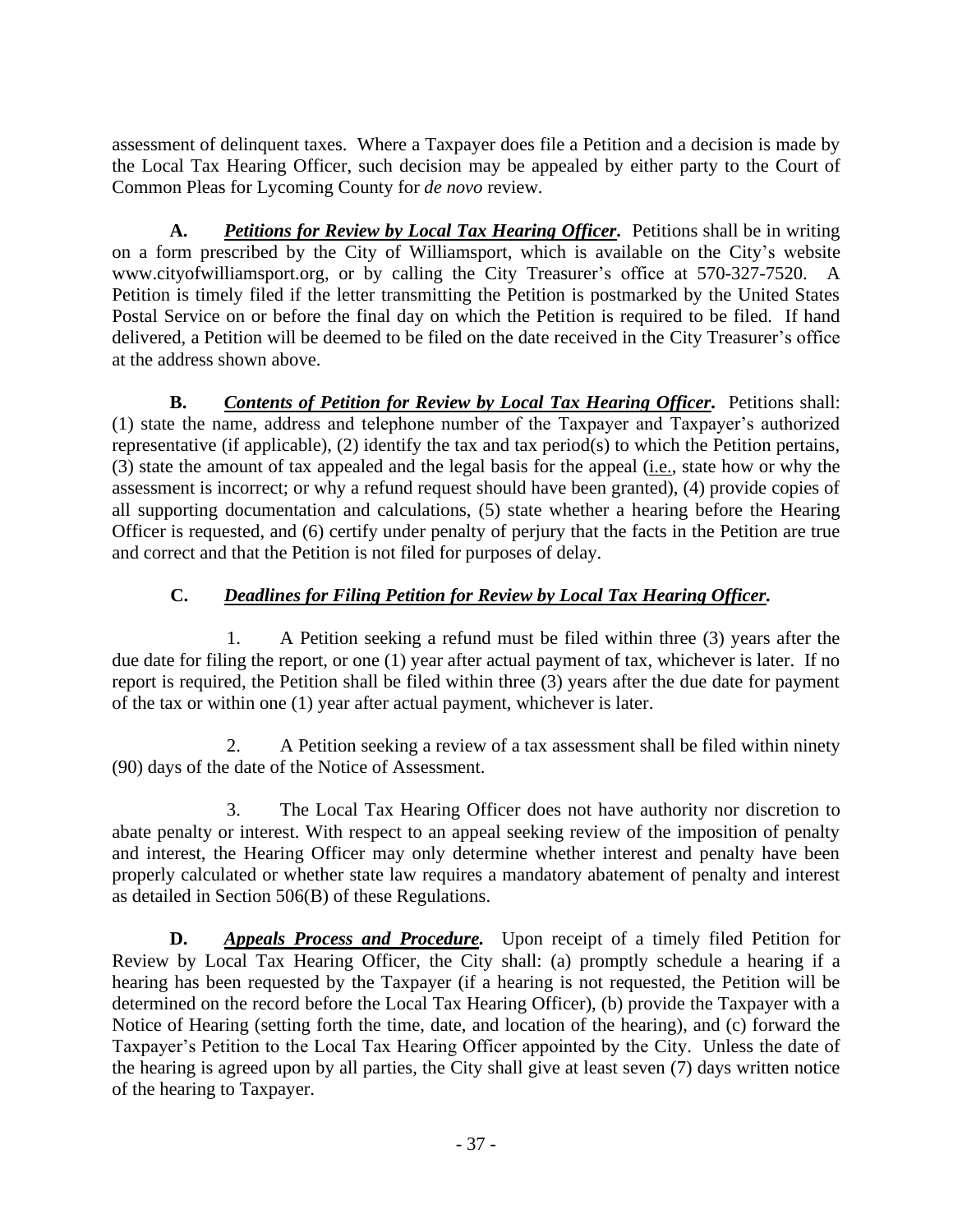assessment of delinquent taxes. Where a Taxpayer does file a Petition and a decision is made by the Local Tax Hearing Officer, such decision may be appealed by either party to the Court of Common Pleas for Lycoming County for *de novo* review.

**A.** ***Petitions for Review by Local Tax Hearing Officer.*** Petitions shall be in writing on a form prescribed by the City of Williamsport, which is available on the City's website www.cityofwilliamsport.org, or by calling the City Treasurer's office at 570-327-7520. A Petition is timely filed if the letter transmitting the Petition is postmarked by the United States Postal Service on or before the final day on which the Petition is required to be filed. If hand delivered, a Petition will be deemed to be filed on the date received in the City Treasurer's office at the address shown above.

**B.** ***Contents of Petition for Review by Local Tax Hearing Officer.*** Petitions shall: (1) state the name, address and telephone number of the Taxpayer and Taxpayer's authorized representative (if applicable), (2) identify the tax and tax period(s) to which the Petition pertains, (3) state the amount of tax appealed and the legal basis for the appeal (i.e., state how or why the assessment is incorrect; or why a refund request should have been granted), (4) provide copies of all supporting documentation and calculations, (5) state whether a hearing before the Hearing Officer is requested, and (6) certify under penalty of perjury that the facts in the Petition are true and correct and that the Petition is not filed for purposes of delay.

**C.** ***Deadlines for Filing Petition for Review by Local Tax Hearing Officer.***

1. A Petition seeking a refund must be filed within three (3) years after the due date for filing the report, or one (1) year after actual payment of tax, whichever is later. If no report is required, the Petition shall be filed within three (3) years after the due date for payment of the tax or within one (1) year after actual payment, whichever is later.

2. A Petition seeking a review of a tax assessment shall be filed within ninety (90) days of the date of the Notice of Assessment.

3. The Local Tax Hearing Officer does not have authority nor discretion to abate penalty or interest. With respect to an appeal seeking review of the imposition of penalty and interest, the Hearing Officer may only determine whether interest and penalty have been properly calculated or whether state law requires a mandatory abatement of penalty and interest as detailed in Section 506(B) of these Regulations.

**D.** ***Appeals Process and Procedure.*** Upon receipt of a timely filed Petition for Review by Local Tax Hearing Officer, the City shall: (a) promptly schedule a hearing if a hearing has been requested by the Taxpayer (if a hearing is not requested, the Petition will be determined on the record before the Local Tax Hearing Officer), (b) provide the Taxpayer with a Notice of Hearing (setting forth the time, date, and location of the hearing), and (c) forward the Taxpayer's Petition to the Local Tax Hearing Officer appointed by the City. Unless the date of the hearing is agreed upon by all parties, the City shall give at least seven (7) days written notice of the hearing to Taxpayer.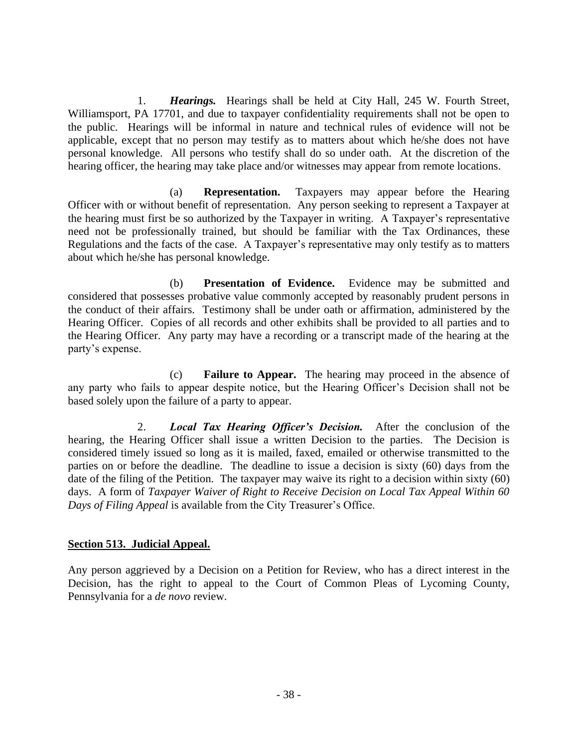1. ***Hearings.*** Hearings shall be held at City Hall, 245 W. Fourth Street, Williamsport, PA 17701, and due to taxpayer confidentiality requirements shall not be open to the public. Hearings will be informal in nature and technical rules of evidence will not be applicable, except that no person may testify as to matters about which he/she does not have personal knowledge. All persons who testify shall do so under oath. At the discretion of the hearing officer, the hearing may take place and/or witnesses may appear from remote locations.

(a) **Representation.** Taxpayers may appear before the Hearing Officer with or without benefit of representation. Any person seeking to represent a Taxpayer at the hearing must first be so authorized by the Taxpayer in writing. A Taxpayer's representative need not be professionally trained, but should be familiar with the Tax Ordinances, these Regulations and the facts of the case. A Taxpayer's representative may only testify as to matters about which he/she has personal knowledge.

(b) **Presentation of Evidence.** Evidence may be submitted and considered that possesses probative value commonly accepted by reasonably prudent persons in the conduct of their affairs. Testimony shall be under oath or affirmation, administered by the Hearing Officer. Copies of all records and other exhibits shall be provided to all parties and to the Hearing Officer. Any party may have a recording or a transcript made of the hearing at the party's expense.

(c) **Failure to Appear.** The hearing may proceed in the absence of any party who fails to appear despite notice, but the Hearing Officer's Decision shall not be based solely upon the failure of a party to appear.

2. ***Local Tax Hearing Officer's Decision.*** After the conclusion of the hearing, the Hearing Officer shall issue a written Decision to the parties. The Decision is considered timely issued so long as it is mailed, faxed, emailed or otherwise transmitted to the parties on or before the deadline. The deadline to issue a decision is sixty (60) days from the date of the filing of the Petition. The taxpayer may waive its right to a decision within sixty (60) days. A form of *Taxpayer Waiver of Right to Receive Decision on Local Tax Appeal Within 60 Days of Filing Appeal* is available from the City Treasurer's Office.

**Section 513. Judicial Appeal.**

Any person aggrieved by a Decision on a Petition for Review, who has a direct interest in the Decision, has the right to appeal to the Court of Common Pleas of Lycoming County, Pennsylvania for a *de novo* review.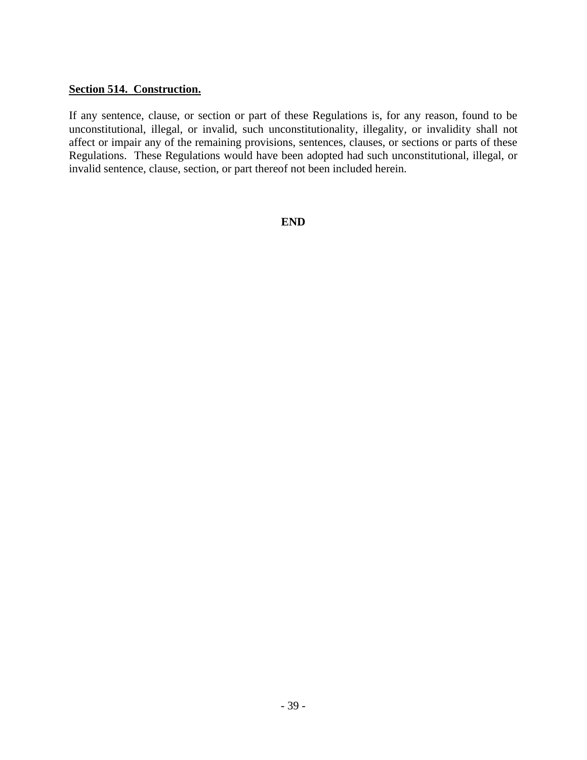**<u>Section 514. Construction.</u>**

If any sentence, clause, or section or part of these Regulations is, for any reason, found to be unconstitutional, illegal, or invalid, such unconstitutionality, illegality, or invalidity shall not affect or impair any of the remaining provisions, sentences, clauses, or sections or parts of these Regulations. These Regulations would have been adopted had such unconstitutional, illegal, or invalid sentence, clause, section, or part thereof not been included herein.

**END**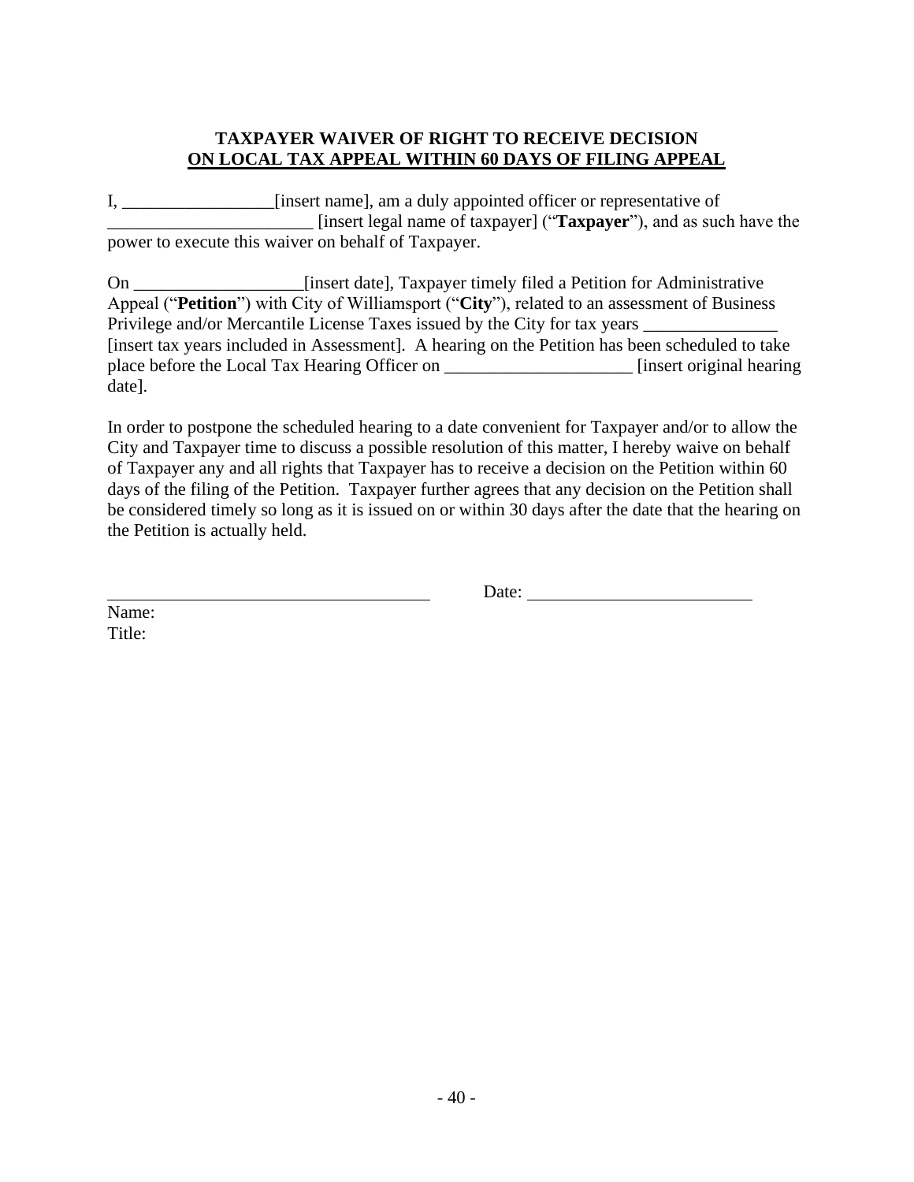**TAXPAYER WAIVER OF RIGHT TO RECEIVE DECISION**
**<u>ON LOCAL TAX APPEAL WITHIN 60 DAYS OF FILING APPEAL</u>**

I, _________________[insert name], am a duly appointed officer or representative of _______________________ [insert legal name of taxpayer] ("**Taxpayer**"), and as such have the power to execute this waiver on behalf of Taxpayer.

On ___________________[insert date], Taxpayer timely filed a Petition for Administrative Appeal ("**Petition**") with City of Williamsport ("**City**"), related to an assessment of Business Privilege and/or Mercantile License Taxes issued by the City for tax years _______________ [insert tax years included in Assessment]. A hearing on the Petition has been scheduled to take place before the Local Tax Hearing Officer on _____________________ [insert original hearing date].

In order to postpone the scheduled hearing to a date convenient for Taxpayer and/or to allow the City and Taxpayer time to discuss a possible resolution of this matter, I hereby waive on behalf of Taxpayer any and all rights that Taxpayer has to receive a decision on the Petition within 60 days of the filing of the Petition. Taxpayer further agrees that any decision on the Petition shall be considered timely so long as it is issued on or within 30 days after the date that the hearing on the Petition is actually held.

_____________________________________ Date: ___________________________

Name:
Title: